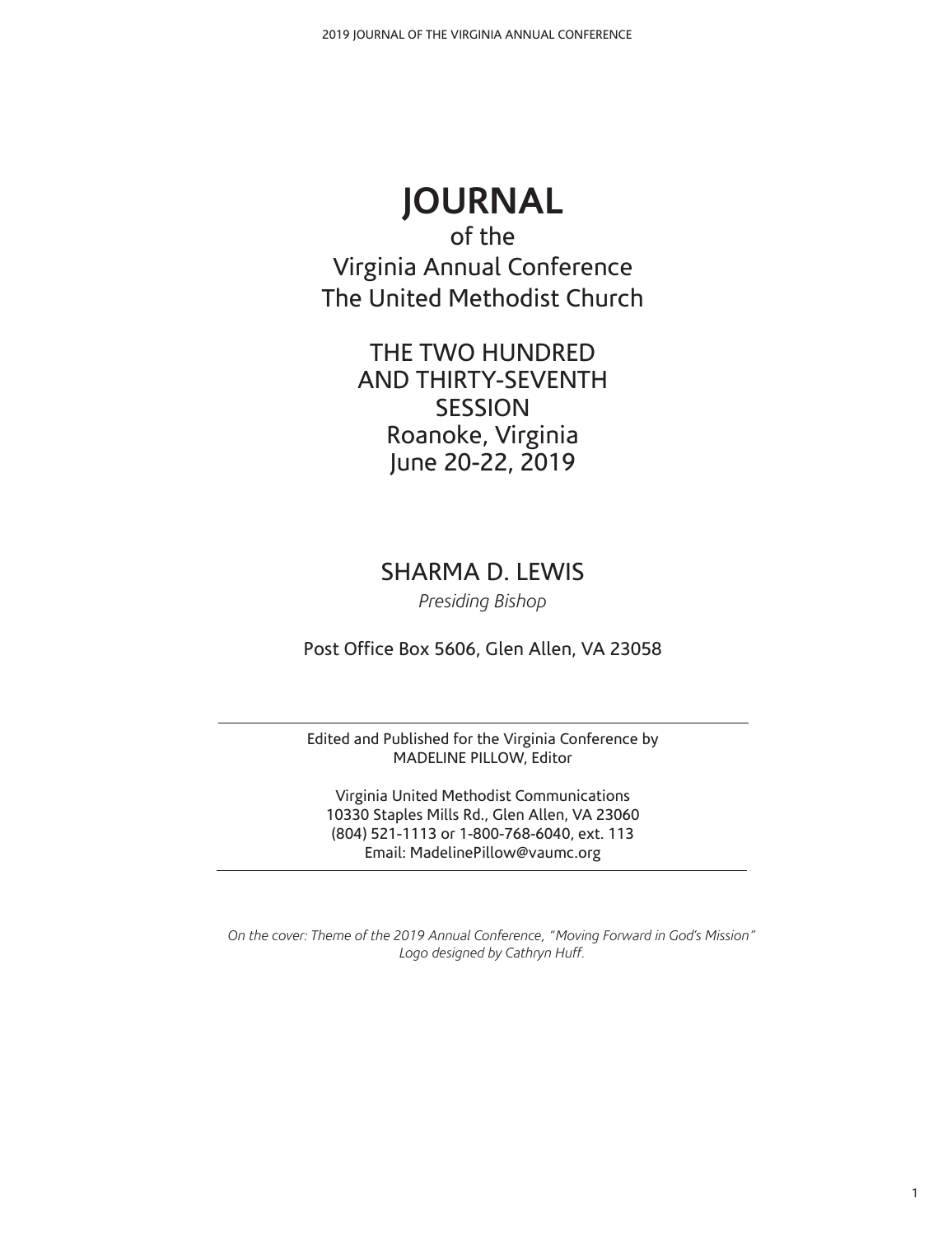# JOURNAL

of the
Virginia Annual Conference
The United Methodist Church

THE TWO HUNDRED
AND THIRTY-SEVENTH
SESSION
Roanoke, Virginia
June 20-22, 2019

SHARMA D. LEWIS

*Presiding Bishop*

Post Office Box 5606, Glen Allen, VA 23058

---

Edited and Published for the Virginia Conference by
MADELINE PILLOW, Editor

Virginia United Methodist Communications
10330 Staples Mills Rd., Glen Allen, VA 23060
(804) 521-1113 or 1-800-768-6040, ext. 113
Email: MadelinePillow@vaumc.org

---

*On the cover: Theme of the 2019 Annual Conference, "Moving Forward in God's Mission"*
*Logo designed by Cathryn Huff.*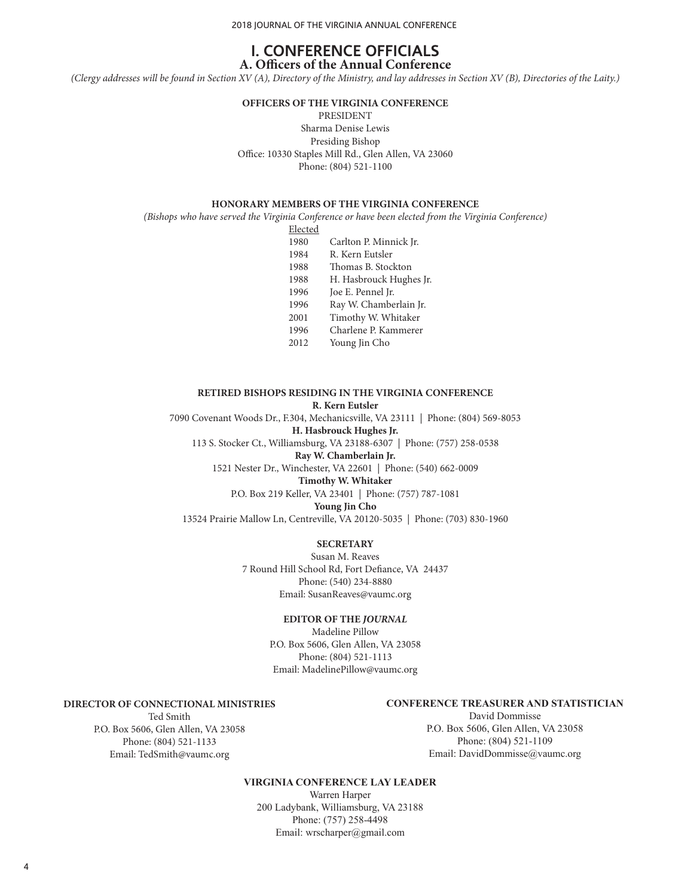# I. CONFERENCE OFFICIALS

## A. Officers of the Annual Conference

*(Clergy addresses will be found in Section XV (A), Directory of the Ministry, and lay addresses in Section XV (B), Directories of the Laity.)*

**OFFICERS OF THE VIRGINIA CONFERENCE**

PRESIDENT
Sharma Denise Lewis
Presiding Bishop
Office: 10330 Staples Mill Rd., Glen Allen, VA 23060
Phone: (804) 521-1100

**HONORARY MEMBERS OF THE VIRGINIA CONFERENCE**

*(Bishops who have served the Virginia Conference or have been elected from the Virginia Conference)*

| Elected | |
|---|---|
| 1980 | Carlton P. Minnick Jr. |
| 1984 | R. Kern Eutsler |
| 1988 | Thomas B. Stockton |
| 1988 | H. Hasbrouck Hughes Jr. |
| 1996 | Joe E. Pennel Jr. |
| 1996 | Ray W. Chamberlain Jr. |
| 2001 | Timothy W. Whitaker |
| 1996 | Charlene P. Kammerer |
| 2012 | Young Jin Cho |

**RETIRED BISHOPS RESIDING IN THE VIRGINIA CONFERENCE**

**R. Kern Eutsler**
7090 Covenant Woods Dr., F.304, Mechanicsville, VA 23111 | Phone: (804) 569-8053

**H. Hasbrouck Hughes Jr.**
113 S. Stocker Ct., Williamsburg, VA 23188-6307 | Phone: (757) 258-0538

**Ray W. Chamberlain Jr.**
1521 Nester Dr., Winchester, VA 22601 | Phone: (540) 662-0009

**Timothy W. Whitaker**
P.O. Box 219 Keller, VA 23401 | Phone: (757) 787-1081

**Young Jin Cho**
13524 Prairie Mallow Ln, Centreville, VA 20120-5035 | Phone: (703) 830-1960

**SECRETARY**

Susan M. Reaves
7 Round Hill School Rd, Fort Defiance, VA 24437
Phone: (540) 234-8880
Email: SusanReaves@vaumc.org

**EDITOR OF THE *JOURNAL***

Madeline Pillow
P.O. Box 5606, Glen Allen, VA 23058
Phone: (804) 521-1113
Email: MadelinePillow@vaumc.org

**DIRECTOR OF CONNECTIONAL MINISTRIES**

Ted Smith
P.O. Box 5606, Glen Allen, VA 23058
Phone: (804) 521-1133
Email: TedSmith@vaumc.org

**CONFERENCE TREASURER AND STATISTICIAN**

David Dommisse
P.O. Box 5606, Glen Allen, VA 23058
Phone: (804) 521-1109
Email: DavidDommisse@vaumc.org

**VIRGINIA CONFERENCE LAY LEADER**

Warren Harper
200 Ladybank, Williamsburg, VA 23188
Phone: (757) 258-4498
Email: wrscharper@gmail.com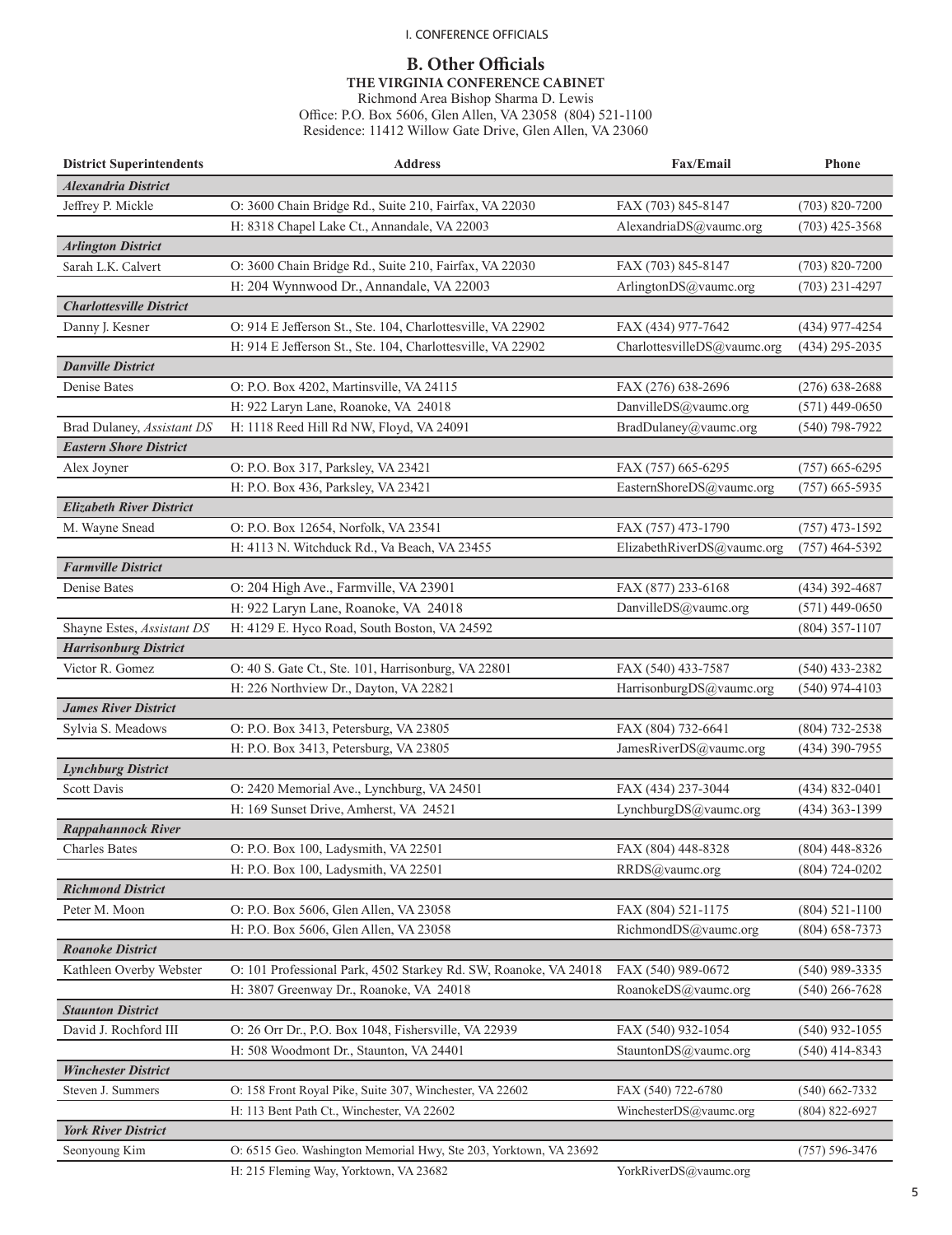## B. Other Officials

**THE VIRGINIA CONFERENCE CABINET**

Richmond Area Bishop Sharma D. Lewis
Office: P.O. Box 5606, Glen Allen, VA 23058 (804) 521-1100
Residence: 11412 Willow Gate Drive, Glen Allen, VA 23060

| District Superintendents | Address | Fax/Email | Phone |
|---|---|---|---|
| ***Alexandria District*** | | | |
| Jeffrey P. Mickle | O: 3600 Chain Bridge Rd., Suite 210, Fairfax, VA 22030 | FAX (703) 845-8147 | (703) 820-7200 |
| | H: 8318 Chapel Lake Ct., Annandale, VA 22003 | AlexandriaDS@vaumc.org | (703) 425-3568 |
| ***Arlington District*** | | | |
| Sarah L.K. Calvert | O: 3600 Chain Bridge Rd., Suite 210, Fairfax, VA 22030 | FAX (703) 845-8147 | (703) 820-7200 |
| | H: 204 Wynnwood Dr., Annandale, VA 22003 | ArlingtonDS@vaumc.org | (703) 231-4297 |
| ***Charlottesville District*** | | | |
| Danny J. Kesner | O: 914 E Jefferson St., Ste. 104, Charlottesville, VA 22902 | FAX (434) 977-7642 | (434) 977-4254 |
| | H: 914 E Jefferson St., Ste. 104, Charlottesville, VA 22902 | CharlottesvilleDS@vaumc.org | (434) 295-2035 |
| ***Danville District*** | | | |
| Denise Bates | O: P.O. Box 4202, Martinsville, VA 24115 | FAX (276) 638-2696 | (276) 638-2688 |
| | H: 922 Laryn Lane, Roanoke, VA 24018 | DanvilleDS@vaumc.org | (571) 449-0650 |
| Brad Dulaney, *Assistant DS* | H: 1118 Reed Hill Rd NW, Floyd, VA 24091 | BradDulaney@vaumc.org | (540) 798-7922 |
| ***Eastern Shore District*** | | | |
| Alex Joyner | O: P.O. Box 317, Parksley, VA 23421 | FAX (757) 665-6295 | (757) 665-6295 |
| | H: P.O. Box 436, Parksley, VA 23421 | EasternShoreDS@vaumc.org | (757) 665-5935 |
| ***Elizabeth River District*** | | | |
| M. Wayne Snead | O: P.O. Box 12654, Norfolk, VA 23541 | FAX (757) 473-1790 | (757) 473-1592 |
| | H: 4113 N. Witchduck Rd., Va Beach, VA 23455 | ElizabethRiverDS@vaumc.org | (757) 464-5392 |
| ***Farmville District*** | | | |
| Denise Bates | O: 204 High Ave., Farmville, VA 23901 | FAX (877) 233-6168 | (434) 392-4687 |
| | H: 922 Laryn Lane, Roanoke, VA 24018 | DanvilleDS@vaumc.org | (571) 449-0650 |
| Shayne Estes, *Assistant DS* | H: 4129 E. Hyco Road, South Boston, VA 24592 | | (804) 357-1107 |
| ***Harrisonburg District*** | | | |
| Victor R. Gomez | O: 40 S. Gate Ct., Ste. 101, Harrisonburg, VA 22801 | FAX (540) 433-7587 | (540) 433-2382 |
| | H: 226 Northview Dr., Dayton, VA 22821 | HarrisonburgDS@vaumc.org | (540) 974-4103 |
| ***James River District*** | | | |
| Sylvia S. Meadows | O: P.O. Box 3413, Petersburg, VA 23805 | FAX (804) 732-6641 | (804) 732-2538 |
| | H: P.O. Box 3413, Petersburg, VA 23805 | JamesRiverDS@vaumc.org | (434) 390-7955 |
| ***Lynchburg District*** | | | |
| Scott Davis | O: 2420 Memorial Ave., Lynchburg, VA 24501 | FAX (434) 237-3044 | (434) 832-0401 |
| | H: 169 Sunset Drive, Amherst, VA 24521 | LynchburgDS@vaumc.org | (434) 363-1399 |
| ***Rappahannock River*** | | | |
| Charles Bates | O: P.O. Box 100, Ladysmith, VA 22501 | FAX (804) 448-8328 | (804) 448-8326 |
| | H: P.O. Box 100, Ladysmith, VA 22501 | RRDS@vaumc.org | (804) 724-0202 |
| ***Richmond District*** | | | |
| Peter M. Moon | O: P.O. Box 5606, Glen Allen, VA 23058 | FAX (804) 521-1175 | (804) 521-1100 |
| | H: P.O. Box 5606, Glen Allen, VA 23058 | RichmondDS@vaumc.org | (804) 658-7373 |
| ***Roanoke District*** | | | |
| Kathleen Overby Webster | O: 101 Professional Park, 4502 Starkey Rd. SW, Roanoke, VA 24018 | FAX (540) 989-0672 | (540) 989-3335 |
| | H: 3807 Greenway Dr., Roanoke, VA 24018 | RoanokeDS@vaumc.org | (540) 266-7628 |
| ***Staunton District*** | | | |
| David J. Rochford III | O: 26 Orr Dr., P.O. Box 1048, Fishersville, VA 22939 | FAX (540) 932-1054 | (540) 932-1055 |
| | H: 508 Woodmont Dr., Staunton, VA 24401 | StauntonDS@vaumc.org | (540) 414-8343 |
| ***Winchester District*** | | | |
| Steven J. Summers | O: 158 Front Royal Pike, Suite 307, Winchester, VA 22602 | FAX (540) 722-6780 | (540) 662-7332 |
| | H: 113 Bent Path Ct., Winchester, VA 22602 | WinchesterDS@vaumc.org | (804) 822-6927 |
| ***York River District*** | | | |
| Seonyoung Kim | O: 6515 Geo. Washington Memorial Hwy, Ste 203, Yorktown, VA 23692 | | (757) 596-3476 |
| | H: 215 Fleming Way, Yorktown, VA 23682 | YorkRiverDS@vaumc.org | |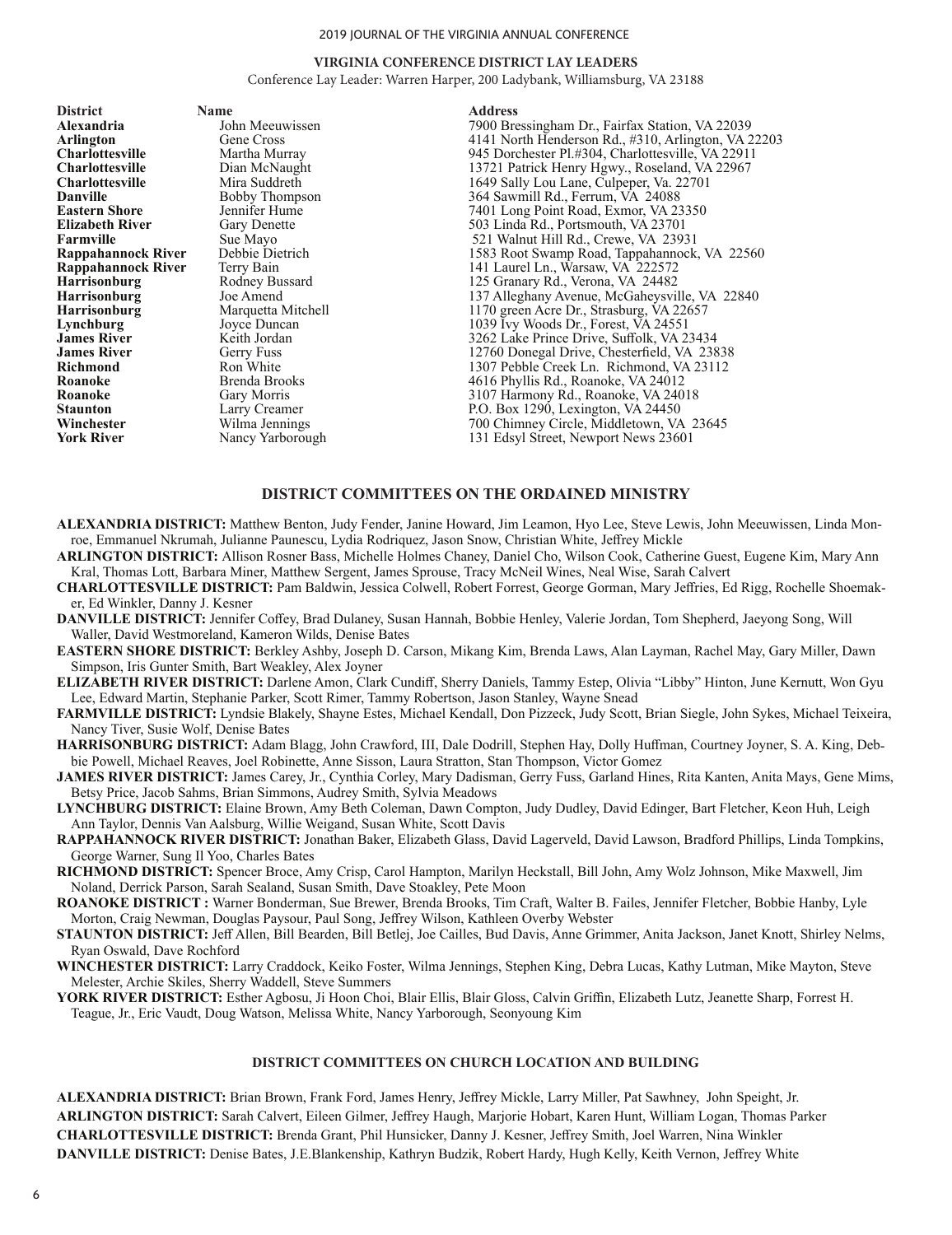## VIRGINIA CONFERENCE DISTRICT LAY LEADERS

Conference Lay Leader: Warren Harper, 200 Ladybank, Williamsburg, VA 23188

| District | Name | Address |
|---|---|---|
| **Alexandria** | John Meeuwissen | 7900 Bressingham Dr., Fairfax Station, VA 22039 |
| **Arlington** | Gene Cross | 4141 North Henderson Rd., #310, Arlington, VA 22203 |
| **Charlottesville** | Martha Murray | 945 Dorchester Pl.#304, Charlottesville, VA 22911 |
| **Charlottesville** | Dian McNaught | 13721 Patrick Henry Hgwy., Roseland, VA 22967 |
| **Charlottesville** | Mira Suddreth | 1649 Sally Lou Lane, Culpeper, Va. 22701 |
| **Danville** | Bobby Thompson | 364 Sawmill Rd., Ferrum, VA 24088 |
| **Eastern Shore** | Jennifer Hume | 7401 Long Point Road, Exmor, VA 23350 |
| **Elizabeth River** | Gary Denette | 503 Linda Rd., Portsmouth, VA 23701 |
| **Farmville** | Sue Mayo | 521 Walnut Hill Rd., Crewe, VA 23931 |
| **Rappahannock River** | Debbie Dietrich | 1583 Root Swamp Road, Tappahannock, VA 22560 |
| **Rappahannock River** | Terry Bain | 141 Laurel Ln., Warsaw, VA 222572 |
| **Harrisonburg** | Rodney Bussard | 125 Granary Rd., Verona, VA 24482 |
| **Harrisonburg** | Joe Amend | 137 Alleghany Avenue, McGaheysville, VA 22840 |
| **Harrisonburg** | Marquetta Mitchell | 1170 green Acre Dr., Strasburg, VA 22657 |
| **Lynchburg** | Joyce Duncan | 1039 Ivy Woods Dr., Forest, VA 24551 |
| **James River** | Keith Jordan | 3262 Lake Prince Drive, Suffolk, VA 23434 |
| **James River** | Gerry Fuss | 12760 Donegal Drive, Chesterfield, VA 23838 |
| **Richmond** | Ron White | 1307 Pebble Creek Ln. Richmond, VA 23112 |
| **Roanoke** | Brenda Brooks | 4616 Phyllis Rd., Roanoke, VA 24012 |
| **Roanoke** | Gary Morris | 3107 Harmony Rd., Roanoke, VA 24018 |
| **Staunton** | Larry Creamer | P.O. Box 1290, Lexington, VA 24450 |
| **Winchester** | Wilma Jennings | 700 Chimney Circle, Middletown, VA 23645 |
| **York River** | Nancy Yarborough | 131 Edsyl Street, Newport News 23601 |

## DISTRICT COMMITTEES ON THE ORDAINED MINISTRY

**ALEXANDRIA DISTRICT:** Matthew Benton, Judy Fender, Janine Howard, Jim Leamon, Hyo Lee, Steve Lewis, John Meeuwissen, Linda Monroe, Emmanuel Nkrumah, Julianne Paunescu, Lydia Rodriquez, Jason Snow, Christian White, Jeffrey Mickle

**ARLINGTON DISTRICT:** Allison Rosner Bass, Michelle Holmes Chaney, Daniel Cho, Wilson Cook, Catherine Guest, Eugene Kim, Mary Ann Kral, Thomas Lott, Barbara Miner, Matthew Sergent, James Sprouse, Tracy McNeil Wines, Neal Wise, Sarah Calvert

**CHARLOTTESVILLE DISTRICT:** Pam Baldwin, Jessica Colwell, Robert Forrest, George Gorman, Mary Jeffries, Ed Rigg, Rochelle Shoemaker, Ed Winkler, Danny J. Kesner

**DANVILLE DISTRICT:** Jennifer Coffey, Brad Dulaney, Susan Hannah, Bobbie Henley, Valerie Jordan, Tom Shepherd, Jaeyong Song, Will Waller, David Westmoreland, Kameron Wilds, Denise Bates

**EASTERN SHORE DISTRICT:** Berkley Ashby, Joseph D. Carson, Mikang Kim, Brenda Laws, Alan Layman, Rachel May, Gary Miller, Dawn Simpson, Iris Gunter Smith, Bart Weakley, Alex Joyner

**ELIZABETH RIVER DISTRICT:** Darlene Amon, Clark Cundiff, Sherry Daniels, Tammy Estep, Olivia "Libby" Hinton, June Kernutt, Won Gyu Lee, Edward Martin, Stephanie Parker, Scott Rimer, Tammy Robertson, Jason Stanley, Wayne Snead

**FARMVILLE DISTRICT:** Lyndsie Blakely, Shayne Estes, Michael Kendall, Don Pizzeck, Judy Scott, Brian Siegle, John Sykes, Michael Teixeira, Nancy Tiver, Susie Wolf, Denise Bates

**HARRISONBURG DISTRICT:** Adam Blagg, John Crawford, III, Dale Dodrill, Stephen Hay, Dolly Huffman, Courtney Joyner, S. A. King, Debbie Powell, Michael Reaves, Joel Robinette, Anne Sisson, Laura Stratton, Stan Thompson, Victor Gomez

**JAMES RIVER DISTRICT:** James Carey, Jr., Cynthia Corley, Mary Dadisman, Gerry Fuss, Garland Hines, Rita Kanten, Anita Mays, Gene Mims, Betsy Price, Jacob Sahms, Brian Simmons, Audrey Smith, Sylvia Meadows

**LYNCHBURG DISTRICT:** Elaine Brown, Amy Beth Coleman, Dawn Compton, Judy Dudley, David Edinger, Bart Fletcher, Keon Huh, Leigh Ann Taylor, Dennis Van Aalsburg, Willie Weigand, Susan White, Scott Davis

**RAPPAHANNOCK RIVER DISTRICT:** Jonathan Baker, Elizabeth Glass, David Lagerveld, David Lawson, Bradford Phillips, Linda Tompkins, George Warner, Sung Il Yoo, Charles Bates

**RICHMOND DISTRICT:** Spencer Broce, Amy Crisp, Carol Hampton, Marilyn Heckstall, Bill John, Amy Wolz Johnson, Mike Maxwell, Jim Noland, Derrick Parson, Sarah Sealand, Susan Smith, Dave Stoakley, Pete Moon

**ROANOKE DISTRICT :** Warner Bonderman, Sue Brewer, Brenda Brooks, Tim Craft, Walter B. Failes, Jennifer Fletcher, Bobbie Hanby, Lyle Morton, Craig Newman, Douglas Paysour, Paul Song, Jeffrey Wilson, Kathleen Overby Webster

**STAUNTON DISTRICT:** Jeff Allen, Bill Bearden, Bill Betlej, Joe Cailles, Bud Davis, Anne Grimmer, Anita Jackson, Janet Knott, Shirley Nelms, Ryan Oswald, Dave Rochford

**WINCHESTER DISTRICT:** Larry Craddock, Keiko Foster, Wilma Jennings, Stephen King, Debra Lucas, Kathy Lutman, Mike Mayton, Steve Melester, Archie Skiles, Sherry Waddell, Steve Summers

**YORK RIVER DISTRICT:** Esther Agbosu, Ji Hoon Choi, Blair Ellis, Blair Gloss, Calvin Griffin, Elizabeth Lutz, Jeanette Sharp, Forrest H. Teague, Jr., Eric Vaudt, Doug Watson, Melissa White, Nancy Yarborough, Seonyoung Kim

## DISTRICT COMMITTEES ON CHURCH LOCATION AND BUILDING

**ALEXANDRIA DISTRICT:** Brian Brown, Frank Ford, James Henry, Jeffrey Mickle, Larry Miller, Pat Sawhney, John Speight, Jr.

**ARLINGTON DISTRICT:** Sarah Calvert, Eileen Gilmer, Jeffrey Haugh, Marjorie Hobart, Karen Hunt, William Logan, Thomas Parker

**CHARLOTTESVILLE DISTRICT:** Brenda Grant, Phil Hunsicker, Danny J. Kesner, Jeffrey Smith, Joel Warren, Nina Winkler

**DANVILLE DISTRICT:** Denise Bates, J.E.Blankenship, Kathryn Budzik, Robert Hardy, Hugh Kelly, Keith Vernon, Jeffrey White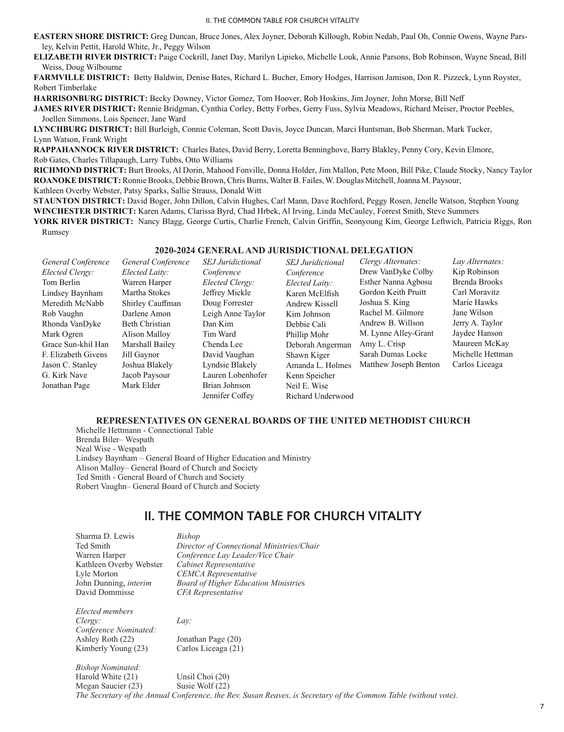**EASTERN SHORE DISTRICT:** Greg Duncan, Bruce Jones, Alex Joyner, Deborah Killough, Robin Nedab, Paul Oh, Connie Owens, Wayne Parsley, Kelvin Pettit, Harold White, Jr., Peggy Wilson

**ELIZABETH RIVER DISTRICT:** Paige Cockrill, Janet Day, Marilyn Lipieko, Michelle Louk, Annie Parsons, Bob Robinson, Wayne Snead, Bill Weiss, Doug Wilbourne

**FARMVILLE DISTRICT:** Betty Baldwin, Denise Bates, Richard L. Bucher, Emory Hodges, Harrison Jamison, Don R. Pizzeck, Lynn Royster, Robert Timberlake

**HARRISONBURG DISTRICT:** Becky Downey, Victor Gomez, Tom Hoover, Rob Hoskins, Jim Joyner, John Morse, Bill Neff

**JAMES RIVER DISTRICT:** Rennie Bridgman, Cynthia Corley, Betty Forbes, Gerry Fuss, Sylvia Meadows, Richard Meiser, Proctor Peebles, Joellen Simmons, Lois Spencer, Jane Ward

**LYNCHBURG DISTRICT:** Bill Burleigh, Connie Coleman, Scott Davis, Joyce Duncan, Marci Huntsman, Bob Sherman, Mark Tucker, Lynn Watson, Frank Wright

**RAPPAHANNOCK RIVER DISTRICT:** Charles Bates, David Berry, Loretta Benninghove, Barry Blakley, Penny Cory, Kevin Elmore, Rob Gates, Charles Tillapaugh, Larry Tubbs, Otto Williams

**RICHMOND DISTRICT:** Burt Brooks, Al Dorin, Mahood Fonville, Donna Holder, Jim Mallon, Pete Moon, Bill Pike, Claude Stocky, Nancy Taylor

**ROANOKE DISTRICT:** Ronnie Brooks, Debbie Brown, Chris Burns, Walter B. Failes, W. Douglas Mitchell, Joanna M. Paysour, Kathleen Overby Webster, Patsy Sparks, Sallie Strauss, Donald Witt

**STAUNTON DISTRICT:** David Boger, John Dillon, Calvin Hughes, Carl Mann, Dave Rochford, Peggy Rosen, Jenelle Watson, Stephen Young

**WINCHESTER DISTRICT:** Karen Adams, Clarissa Byrd, Chad Hrbek, Al Irving, Linda McCauley, Forrest Smith, Steve Summers

**YORK RIVER DISTRICT:** Nancy Blagg, George Curtis, Charlie French, Calvin Griffin, Seonyoung Kim, George Leftwich, Patricia Riggs, Ron Rumsey

### 2020-2024 GENERAL AND JURISDICTIONAL DELEGATION

| *General Conference Elected Clergy:* | *General Conference Elected Laity:* | *SEJ Juridictional Conference Elected Clergy:* | *SEJ Juridictional Conference Elected Laity:* | *Clergy Alternates:* | *Lay Alternates:* |
|---|---|---|---|---|---|
| Tom Berlin | Warren Harper | Jeffrey Mickle | Karen McElfish | Drew VanDyke Colby | Kip Robinson |
| Lindsey Baynham | Martha Stokes | Doug Forrester | Andrew Kissell | Esther Nanna Agbosu | Brenda Brooks |
| Meredith McNabb | Shirley Cauffman | Leigh Anne Taylor | Kim Johnson | Gordon Keith Pruitt | Carl Moravitz |
| Rob Vaughn | Darlene Amon | Dan Kim | Debbie Cali | Joshua S. King | Marie Hawks |
| Rhonda VanDyke | Beth Christian | Tim Ward | Phillip Mohr | Rachel M. Gilmore | Jane Wilson |
| Mark Ogren | Alison Malloy | Chenda Lee | Deborah Angerman | Andrew B. Willson | Jerry A. Taylor |
| Grace Sun-khil Han | Marshall Bailey | David Vaughan | Shawn Kiger | M. Lynne Alley-Grant | Jaydee Hanson |
| F. Elizabeth Givens | Jill Gaynor | Lyndsie Blakely | Amanda L. Holmes | Amy L. Crisp | Maureen McKay |
| Jason C. Stanley | Joshua Blakely | Lauren Lobenhofer | Kenn Speicher | Sarah Dumas Locke | Michelle Hettman |
| G. Kirk Nave | Jacob Paysour | Brian Johnson | Neil E. Wise | Matthew Joseph Benton | Carlos Liceaga |
| Jonathan Page | Mark Elder | Jennifer Coffey | Richard Underwood | | |

### REPRESENTATIVES ON GENERAL BOARDS OF THE UNITED METHODIST CHURCH

Michelle Hettmann - Connectional Table
Brenda Biler– Wespath
Neal Wise - Wespath
Lindsey Baynham – General Board of Higher Education and Ministry
Alison Malloy– General Board of Church and Society
Ted Smith - General Board of Church and Society
Robert Vaughn– General Board of Church and Society

## II. THE COMMON TABLE FOR CHURCH VITALITY

| | |
|---|---|
| Sharma D. Lewis | *Bishop* |
| Ted Smith | *Director of Connectional Ministries/Chair* |
| Warren Harper | *Conference Lay Leader/Vice Chair* |
| Kathleen Overby Webster | *Cabinet Representative* |
| Lyle Morton | *CEMCA Representative* |
| John Dunning, *interim* | *Board of Higher Education Ministries* |
| David Dommisse | *CFA Representative* |

*Elected members*

| *Clergy:* | *Lay:* |
|---|---|
| *Conference Nominated:* | |
| Ashley Roth (22) | Jonathan Page (20) |
| Kimberly Young (23) | Carlos Liceaga (21) |
| *Bishop Nominated:* | |
| Harold White (21) | Unsil Choi (20) |
| Megan Saucier (23) | Susie Wolf (22) |

*The Secretary of the Annual Conference, the Rev. Susan Reaves, is Secretary of the Common Table (without vote).*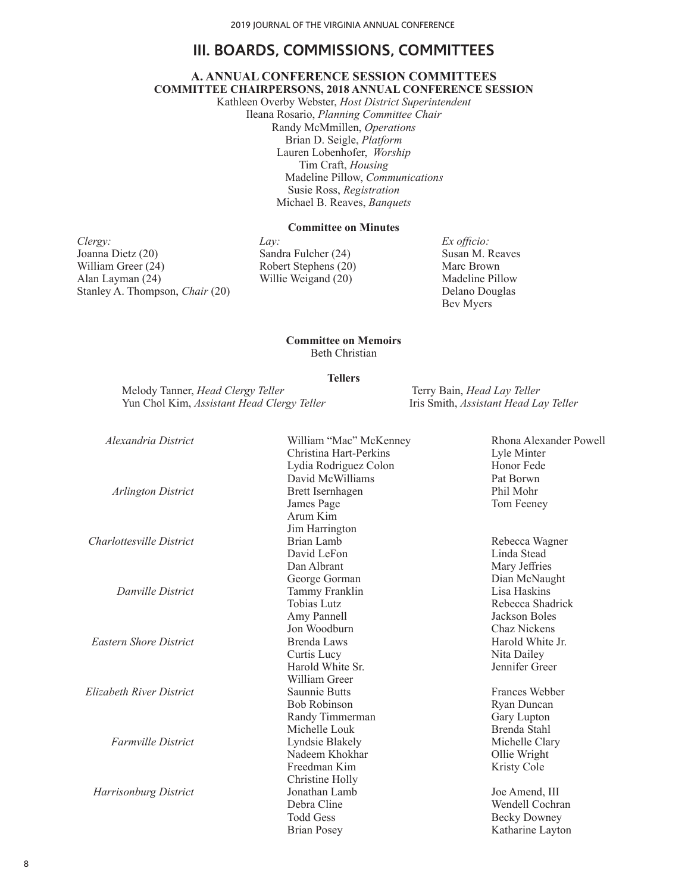# III. BOARDS, COMMISSIONS, COMMITTEES

## A. ANNUAL CONFERENCE SESSION COMMITTEES

### COMMITTEE CHAIRPERSONS, 2018 ANNUAL CONFERENCE SESSION

Kathleen Overby Webster, *Host District Superintendent*
Ileana Rosario, *Planning Committee Chair*
Randy McMmillen, *Operations*
Brian D. Seigle, *Platform*
Lauren Lobenhofer, *Worship*
Tim Craft, *Housing*
Madeline Pillow, *Communications*
Susie Ross, *Registration*
Michael B. Reaves, *Banquets*

### Committee on Minutes

| *Clergy:* | *Lay:* | *Ex officio:* |
|---|---|---|
| Joanna Dietz (20) | Sandra Fulcher (24) | Susan M. Reaves |
| William Greer (24) | Robert Stephens (20) | Marc Brown |
| Alan Layman (24) | Willie Weigand (20) | Madeline Pillow |
| Stanley A. Thompson, *Chair* (20) | | Delano Douglas |
| | | Bev Myers |

### Committee on Memoirs

Beth Christian

### Tellers

Melody Tanner, *Head Clergy Teller*
Yun Chol Kim, *Assistant Head Clergy Teller*
Terry Bain, *Head Lay Teller*
Iris Smith, *Assistant Head Lay Teller*

| District | | |
|---|---|---|
| *Alexandria District* | William “Mac” McKenney | Rhona Alexander Powell |
| | Christina Hart-Perkins | Lyle Minter |
| | Lydia Rodriguez Colon | Honor Fede |
| | David McWilliams | Pat Borwn |
| *Arlington District* | Brett Isernhagen | Phil Mohr |
| | James Page | Tom Feeney |
| | Arum Kim | |
| | Jim Harrington | |
| *Charlottesville District* | Brian Lamb | Rebecca Wagner |
| | David LeFon | Linda Stead |
| | Dan Albrant | Mary Jeffries |
| | George Gorman | Dian McNaught |
| *Danville District* | Tammy Franklin | Lisa Haskins |
| | Tobias Lutz | Rebecca Shadrick |
| | Amy Pannell | Jackson Boles |
| | Jon Woodburn | Chaz Nickens |
| *Eastern Shore District* | Brenda Laws | Harold White Jr. |
| | Curtis Lucy | Nita Dailey |
| | Harold White Sr. | Jennifer Greer |
| | William Greer | |
| *Elizabeth River District* | Saunnie Butts | Frances Webber |
| | Bob Robinson | Ryan Duncan |
| | Randy Timmerman | Gary Lupton |
| | Michelle Louk | Brenda Stahl |
| *Farmville District* | Lyndsie Blakely | Michelle Clary |
| | Nadeem Khokhar | Ollie Wright |
| | Freedman Kim | Kristy Cole |
| | Christine Holly | |
| *Harrisonburg District* | Jonathan Lamb | Joe Amend, III |
| | Debra Cline | Wendell Cochran |
| | Todd Gess | Becky Downey |
| | Brian Posey | Katharine Layton |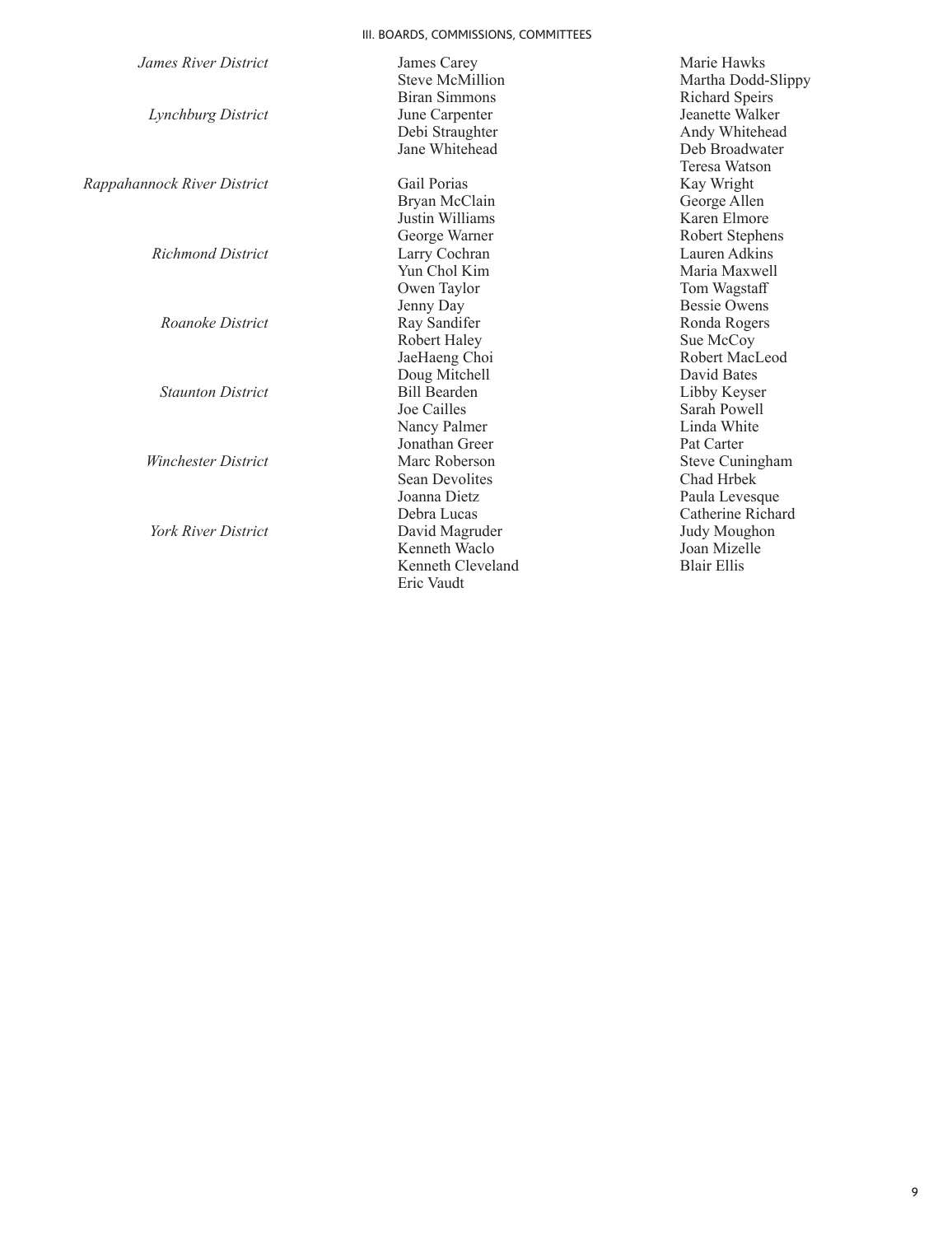| | | |
|---|---|---|
| *James River District* | James Carey | Marie Hawks |
| | Steve McMillion | Martha Dodd-Slippy |
| | Biran Simmons | Richard Speirs |
| *Lynchburg District* | June Carpenter | Jeanette Walker |
| | Debi Straughter | Andy Whitehead |
| | Jane Whitehead | Deb Broadwater |
| | | Teresa Watson |
| *Rappahannock River District* | Gail Porias | Kay Wright |
| | Bryan McClain | George Allen |
| | Justin Williams | Karen Elmore |
| | George Warner | Robert Stephens |
| *Richmond District* | Larry Cochran | Lauren Adkins |
| | Yun Chol Kim | Maria Maxwell |
| | Owen Taylor | Tom Wagstaff |
| | Jenny Day | Bessie Owens |
| *Roanoke District* | Ray Sandifer | Ronda Rogers |
| | Robert Haley | Sue McCoy |
| | JaeHaeng Choi | Robert MacLeod |
| | Doug Mitchell | David Bates |
| *Staunton District* | Bill Bearden | Libby Keyser |
| | Joe Cailles | Sarah Powell |
| | Nancy Palmer | Linda White |
| | Jonathan Greer | Pat Carter |
| *Winchester District* | Marc Roberson | Steve Cuningham |
| | Sean Devolites | Chad Hrbek |
| | Joanna Dietz | Paula Levesque |
| | Debra Lucas | Catherine Richard |
| *York River District* | David Magruder | Judy Moughon |
| | Kenneth Waclo | Joan Mizelle |
| | Kenneth Cleveland | Blair Ellis |
| | Eric Vaudt | |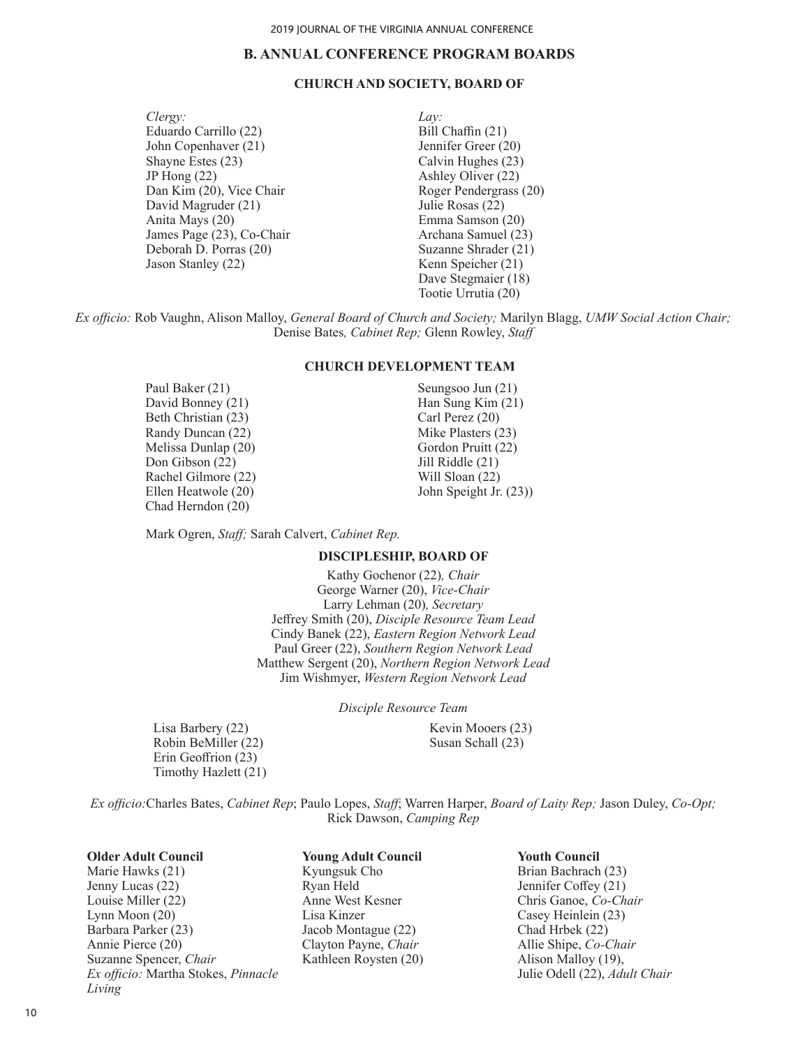## B. ANNUAL CONFERENCE PROGRAM BOARDS

### CHURCH AND SOCIETY, BOARD OF

*Clergy:*
Eduardo Carrillo (22)
John Copenhaver (21)
Shayne Estes (23)
JP Hong (22)
Dan Kim (20), Vice Chair
David Magruder (21)
Anita Mays (20)
James Page (23), Co-Chair
Deborah D. Porras (20)
Jason Stanley (22)

*Lay:*
Bill Chaffin (21)
Jennifer Greer (20)
Calvin Hughes (23)
Ashley Oliver (22)
Roger Pendergrass (20)
Julie Rosas (22)
Emma Samson (20)
Archana Samuel (23)
Suzanne Shrader (21)
Kenn Speicher (21)
Dave Stegmaier (18)
Tootie Urrutia (20)

*Ex officio:* Rob Vaughn, Alison Malloy, *General Board of Church and Society;* Marilyn Blagg, *UMW Social Action Chair;* Denise Bates*, Cabinet Rep;* Glenn Rowley, *Staff*

### CHURCH DEVELOPMENT TEAM

Paul Baker (21)
David Bonney (21)
Beth Christian (23)
Randy Duncan (22)
Melissa Dunlap (20)
Don Gibson (22)
Rachel Gilmore (22)
Ellen Heatwole (20)
Chad Herndon (20)
Seungsoo Jun (21)
Han Sung Kim (21)
Carl Perez (20)
Mike Plasters (23)
Gordon Pruitt (22)
Jill Riddle (21)
Will Sloan (22)
John Speight Jr. (23))

Mark Ogren, *Staff;* Sarah Calvert, *Cabinet Rep.*

### DISCIPLESHIP, BOARD OF

Kathy Gochenor (22)*, Chair*
George Warner (20), *Vice-Chair*
Larry Lehman (20)*, Secretary*
Jeffrey Smith (20), *Disciple Resource Team Lead*
Cindy Banek (22), *Eastern Region Network Lead*
Paul Greer (22), *Southern Region Network Lead*
Matthew Sergent (20), *Northern Region Network Lead*
Jim Wishmyer, *Western Region Network Lead*

*Disciple Resource Team*

Lisa Barbery (22)
Robin BeMiller (22)
Erin Geoffrion (23)
Timothy Hazlett (21)
Kevin Mooers (23)
Susan Schall (23)

*Ex officio:*Charles Bates, *Cabinet Rep*; Paulo Lopes, *Staff*; Warren Harper, *Board of Laity Rep;* Jason Duley, *Co-Opt;* Rick Dawson, *Camping Rep*

**Older Adult Council**
Marie Hawks (21)
Jenny Lucas (22)
Louise Miller (22)
Lynn Moon (20)
Barbara Parker (23)
Annie Pierce (20)
Suzanne Spencer, *Chair*
*Ex officio:* Martha Stokes, *Pinnacle Living*

**Young Adult Council**
Kyungsuk Cho
Ryan Held
Anne West Kesner
Lisa Kinzer
Jacob Montague (22)
Clayton Payne, *Chair*
Kathleen Roysten (20)

**Youth Council**
Brian Bachrach (23)
Jennifer Coffey (21)
Chris Ganoe, *Co-Chair*
Casey Heinlein (23)
Chad Hrbek (22)
Allie Shipe, *Co-Chair*
Alison Malloy (19),
Julie Odell (22), *Adult Chair*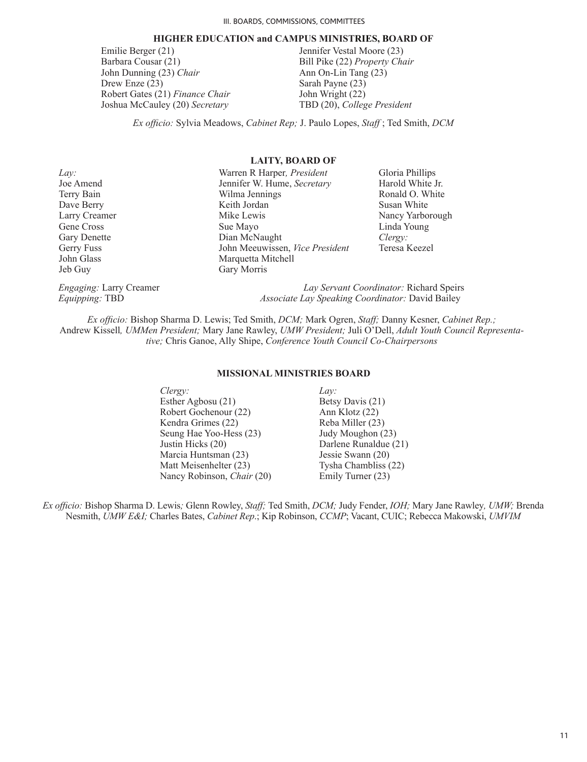## HIGHER EDUCATION and CAMPUS MINISTRIES, BOARD OF

Emilie Berger (21)
Barbara Cousar (21)
John Dunning (23) *Chair*
Drew Enze (23)
Robert Gates (21) *Finance Chair*
Joshua McCauley (20) *Secretary*
Jennifer Vestal Moore (23)
Bill Pike (22) *Property Chair*
Ann On-Lin Tang (23)
Sarah Payne (23)
John Wright (22)
TBD (20), *College President*

*Ex officio:* Sylvia Meadows, *Cabinet Rep;* J. Paulo Lopes, *Staff* ; Ted Smith, *DCM*

## LAITY, BOARD OF

*Lay:*
Joe Amend
Terry Bain
Dave Berry
Larry Creamer
Gene Cross
Gary Denette
Gerry Fuss
John Glass
Jeb Guy
Warren R Harper, *President*
Jennifer W. Hume, *Secretary*
Wilma Jennings
Keith Jordan
Mike Lewis
Sue Mayo
Dian McNaught
John Meeuwissen, *Vice President*
Marquetta Mitchell
Gary Morris
Gloria Phillips
Harold White Jr.
Ronald O. White
Susan White
Nancy Yarborough
Linda Young

*Clergy:*
Teresa Keezel

*Engaging:* Larry Creamer
*Equipping:* TBD

*Lay Servant Coordinator:* Richard Speirs
*Associate Lay Speaking Coordinator:* David Bailey

*Ex officio:* Bishop Sharma D. Lewis; Ted Smith, *DCM;* Mark Ogren, *Staff;* Danny Kesner, *Cabinet Rep.;* Andrew Kissell, *UMMen President;* Mary Jane Rawley, *UMW President;* Juli O'Dell, *Adult Youth Council Representative;* Chris Ganoe, Ally Shipe, *Conference Youth Council Co-Chairpersons*

## MISSIONAL MINISTRIES BOARD

*Clergy:*
Esther Agbosu (21)
Robert Gochenour (22)
Kendra Grimes (22)
Seung Hae Yoo-Hess (23)
Justin Hicks (20)
Marcia Huntsman (23)
Matt Meisenhelter (23)
Nancy Robinson, *Chair* (20)

*Lay:*
Betsy Davis (21)
Ann Klotz (22)
Reba Miller (23)
Judy Moughon (23)
Darlene Runaldue (21)
Jessie Swann (20)
Tysha Chambliss (22)
Emily Turner (23)

*Ex officio:* Bishop Sharma D. Lewis; Glenn Rowley, *Staff;* Ted Smith, *DCM;* Judy Fender, *IOH;* Mary Jane Rawley, *UMW;* Brenda Nesmith, *UMW E&I;* Charles Bates, *Cabinet Rep.*; Kip Robinson, *CCMP*; Vacant, CUIC; Rebecca Makowski, *UMVIM*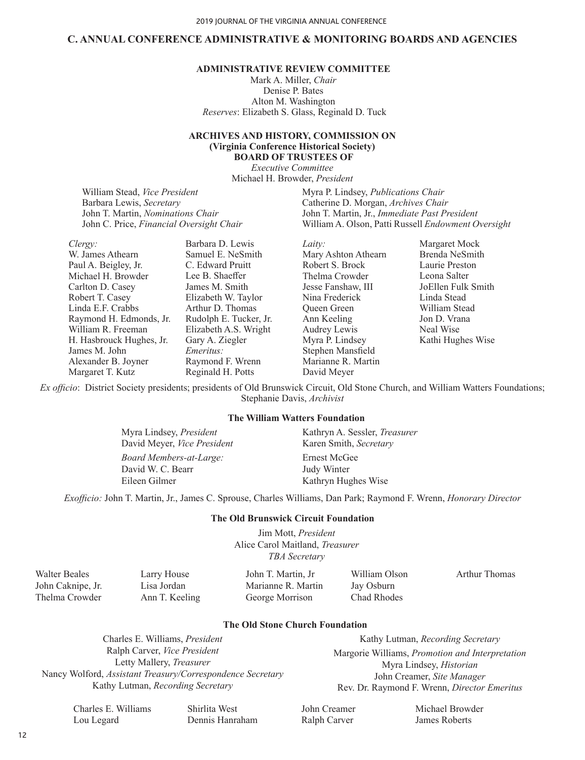## C. ANNUAL CONFERENCE ADMINISTRATIVE & MONITORING BOARDS AND AGENCIES

### ADMINISTRATIVE REVIEW COMMITTEE

Mark A. Miller, *Chair*
Denise P. Bates
Alton M. Washington
*Reserves*: Elizabeth S. Glass, Reginald D. Tuck

### ARCHIVES AND HISTORY, COMMISSION ON
**(Virginia Conference Historical Society)**
**BOARD OF TRUSTEES OF**

*Executive Committee*

Michael H. Browder, *President*

William Stead, *Vice President*
Barbara Lewis, *Secretary*
John T. Martin, *Nominations Chair*
John C. Price, *Financial Oversight Chair*
Myra P. Lindsey, *Publications Chair*
Catherine D. Morgan, *Archives Chair*
John T. Martin, Jr., *Immediate Past President*
William A. Olson, Patti Russell *Endowment Oversight*

*Clergy:*
W. James Athearn
Paul A. Beigley, Jr.
Michael H. Browder
Carlton D. Casey
Robert T. Casey
Linda E.F. Crabbs
Raymond H. Edmonds, Jr.
William R. Freeman
H. Hasbrouck Hughes, Jr.
James M. John
Alexander B. Joyner
Margaret T. Kutz
Barbara D. Lewis
Samuel E. NeSmith
C. Edward Pruitt
Lee B. Shaeffer
James M. Smith
Elizabeth W. Taylor
Arthur D. Thomas
Rudolph E. Tucker, Jr.
Elizabeth A.S. Wright
Gary A. Ziegler

*Emeritus:*
Raymond F. Wrenn
Reginald H. Potts

*Laity:*
Mary Ashton Athearn
Robert S. Brock
Thelma Crowder
Jesse Fanshaw, III
Nina Frederick
Queen Green
Ann Keeling
Audrey Lewis
Myra P. Lindsey
Stephen Mansfield
Marianne R. Martin
David Meyer
Margaret Mock
Brenda NeSmith
Laurie Preston
Leona Salter
JoEllen Fulk Smith
Linda Stead
William Stead
Jon D. Vrana
Neal Wise
Kathi Hughes Wise

*Ex officio*: District Society presidents; presidents of Old Brunswick Circuit, Old Stone Church, and William Watters Foundations; Stephanie Davis, *Archivist*

#### The William Watters Foundation

Myra Lindsey, *President*
David Meyer, *Vice President*
Kathryn A. Sessler, *Treasurer*
Karen Smith, *Secretary*

*Board Members-at-Large:*
David W. C. Bearr
Eileen Gilmer
Ernest McGee
Judy Winter
Kathryn Hughes Wise

*Exofficio:* John T. Martin, Jr., James C. Sprouse, Charles Williams, Dan Park; Raymond F. Wrenn, *Honorary Director*

#### The Old Brunswick Circuit Foundation

Jim Mott, *President*
Alice Carol Maitland, *Treasurer*
*TBA Secretary*

Walter Beales
John Caknipe, Jr.
Thelma Crowder
Larry House
Lisa Jordan
Ann T. Keeling
John T. Martin, Jr
Marianne R. Martin
George Morrison
William Olson
Jay Osburn
Chad Rhodes
Arthur Thomas

#### The Old Stone Church Foundation

Charles E. Williams, *President*
Ralph Carver, *Vice President*
Letty Mallery, *Treasurer*
Nancy Wolford, *Assistant Treasury/Correspondence Secretary*
Kathy Lutman, *Recording Secretary*
Kathy Lutman, *Recording Secretary*
Margorie Williams, *Promotion and Interpretation*
Myra Lindsey, *Historian*
John Creamer, *Site Manager*
Rev. Dr. Raymond F. Wrenn, *Director Emeritus*

Charles E. Williams
Lou Legard
Shirlita West
Dennis Hanraham
John Creamer
Ralph Carver
Michael Browder
James Roberts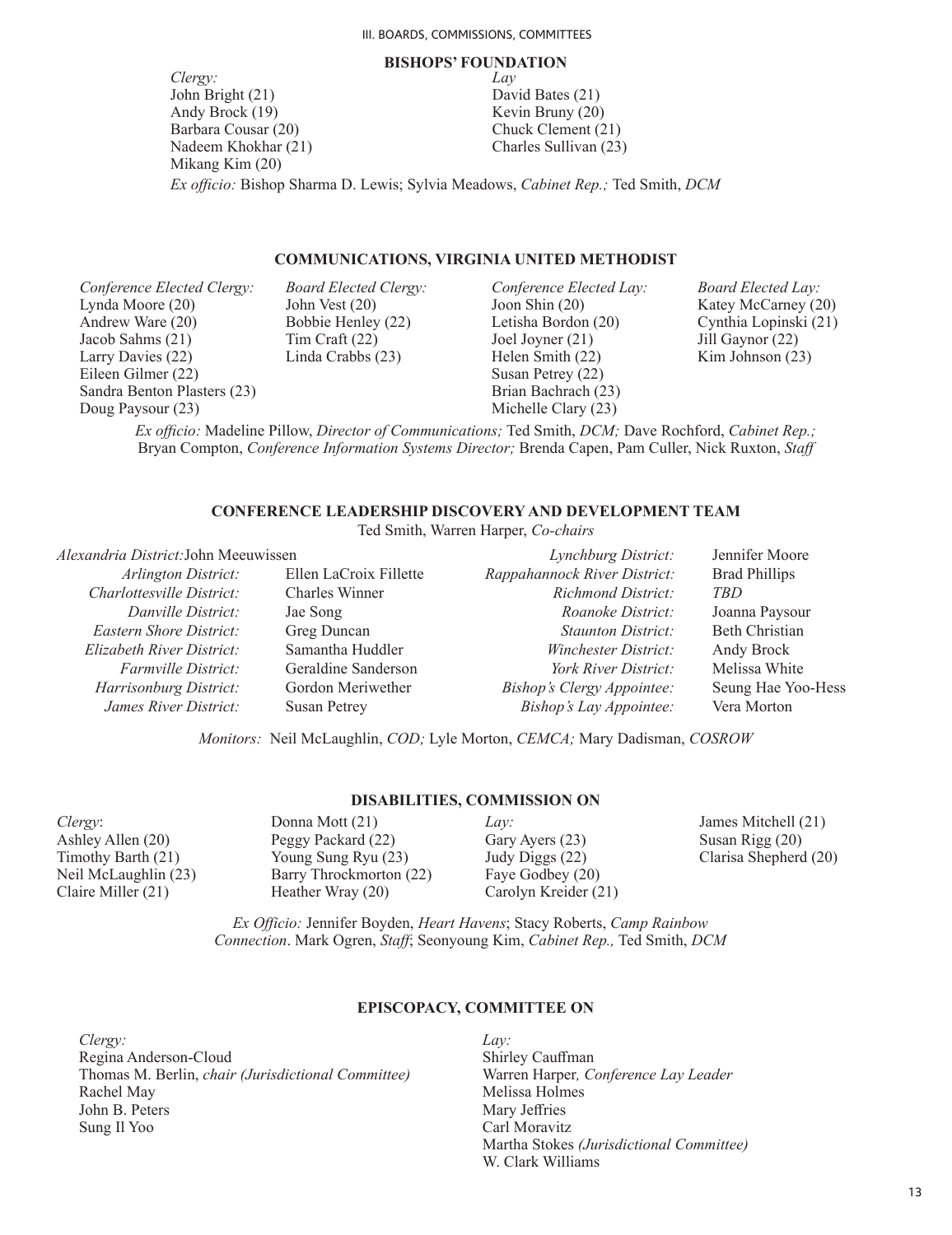## BISHOPS' FOUNDATION

*Clergy:*
John Bright (21)
Andy Brock (19)
Barbara Cousar (20)
Nadeem Khokhar (21)
Mikang Kim (20)

*Lay*
David Bates (21)
Kevin Bruny (20)
Chuck Clement (21)
Charles Sullivan (23)

*Ex officio:* Bishop Sharma D. Lewis; Sylvia Meadows, *Cabinet Rep.;* Ted Smith, *DCM*

## COMMUNICATIONS, VIRGINIA UNITED METHODIST

*Conference Elected Clergy:*
Lynda Moore (20)
Andrew Ware (20)
Jacob Sahms (21)
Larry Davies (22)
Eileen Gilmer (22)
Sandra Benton Plasters (23)
Doug Paysour (23)

*Board Elected Clergy:*
John Vest (20)
Bobbie Henley (22)
Tim Craft (22)
Linda Crabbs (23)

*Conference Elected Lay:*
Joon Shin (20)
Letisha Bordon (20)
Joel Joyner (21)
Helen Smith (22)
Susan Petrey (22)
Brian Bachrach (23)
Michelle Clary (23)

*Board Elected Lay:*
Katey McCarney (20)
Cynthia Lopinski (21)
Jill Gaynor (22)
Kim Johnson (23)

*Ex officio:* Madeline Pillow, *Director of Communications;* Ted Smith, *DCM;* Dave Rochford, *Cabinet Rep.;* Bryan Compton, *Conference Information Systems Director;* Brenda Capen, Pam Culler, Nick Ruxton, *Staff*

## CONFERENCE LEADERSHIP DISCOVERY AND DEVELOPMENT TEAM

Ted Smith, Warren Harper, *Co-chairs*

| District | Member |
|---|---|
| *Alexandria District:* | John Meeuwissen |
| *Arlington District:* | Ellen LaCroix Fillette |
| *Charlottesville District:* | Charles Winner |
| *Danville District:* | Jae Song |
| *Eastern Shore District:* | Greg Duncan |
| *Elizabeth River District:* | Samantha Huddler |
| *Farmville District:* | Geraldine Sanderson |
| *Harrisonburg District:* | Gordon Meriwether |
| *James River District:* | Susan Petrey |
| *Lynchburg District:* | Jennifer Moore |
| *Rappahannock River District:* | Brad Phillips |
| *Richmond District:* | *TBD* |
| *Roanoke District:* | Joanna Paysour |
| *Staunton District:* | Beth Christian |
| *Winchester District:* | Andy Brock |
| *York River District:* | Melissa White |
| *Bishop's Clergy Appointee:* | Seung Hae Yoo-Hess |
| *Bishop's Lay Appointee:* | Vera Morton |

*Monitors:* Neil McLaughlin, *COD;* Lyle Morton, *CEMCA;* Mary Dadisman, *COSROW*

## DISABILITIES, COMMISSION ON

*Clergy*:
Ashley Allen (20)
Timothy Barth (21)
Neil McLaughlin (23)
Claire Miller (21)
Donna Mott (21)
Peggy Packard (22)
Young Sung Ryu (23)
Barry Throckmorton (22)
Heather Wray (20)

*Lay:*
Gary Ayers (23)
Judy Diggs (22)
Faye Godbey (20)
Carolyn Kreider (21)
James Mitchell (21)
Susan Rigg (20)
Clarisa Shepherd (20)

*Ex Officio:* Jennifer Boyden, *Heart Havens*; Stacy Roberts, *Camp Rainbow Connection*. Mark Ogren, *Staff*; Seonyoung Kim, *Cabinet Rep.,* Ted Smith, *DCM*

## EPISCOPACY, COMMITTEE ON

*Clergy:*
Regina Anderson-Cloud
Thomas M. Berlin, *chair (Jurisdictional Committee)*
Rachel May
John B. Peters
Sung Il Yoo

*Lay:*
Shirley Cauffman
Warren Harper*, Conference Lay Leader*
Melissa Holmes
Mary Jeffries
Carl Moravitz
Martha Stokes *(Jurisdictional Committee)*
W. Clark Williams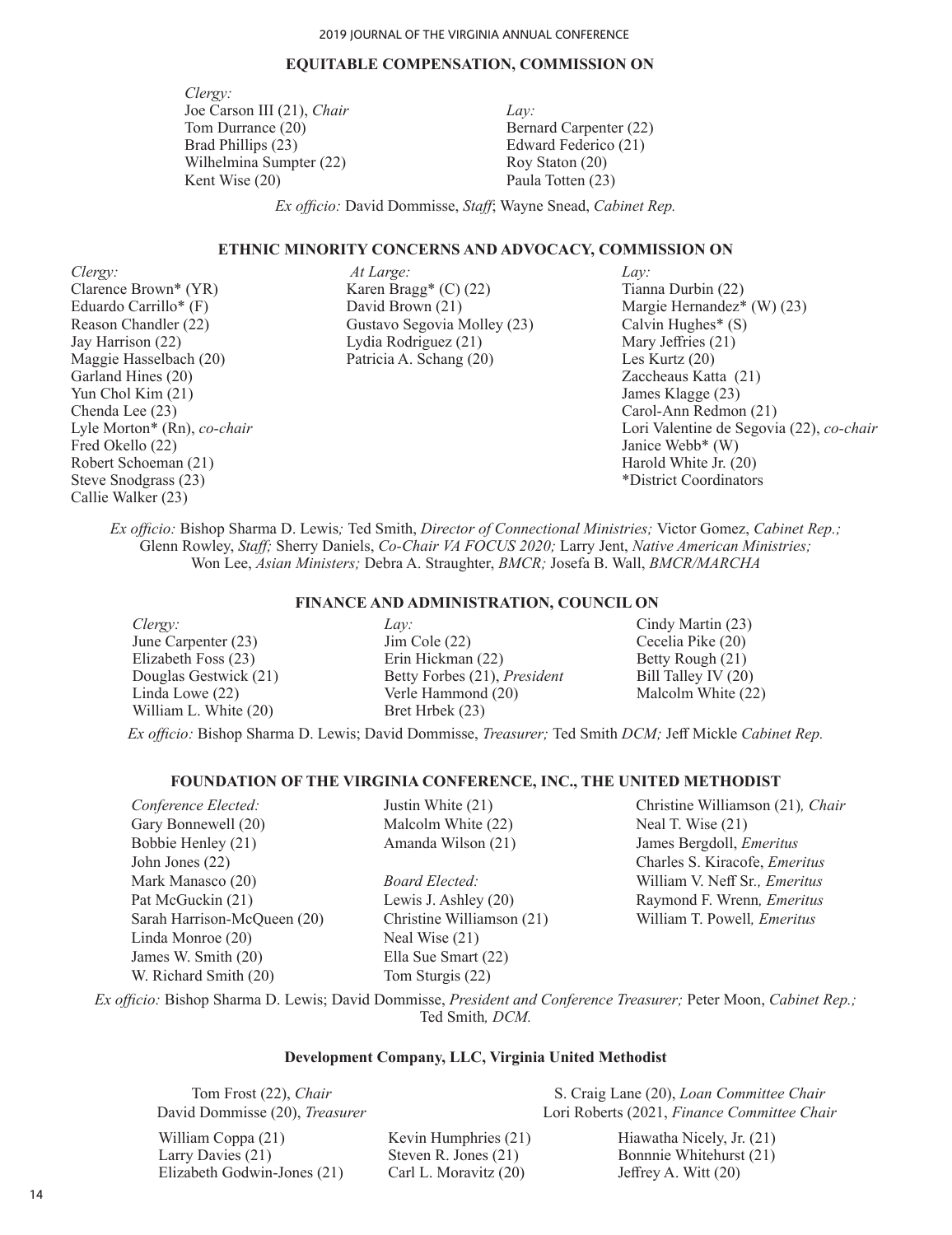## EQUITABLE COMPENSATION, COMMISSION ON

*Clergy:*
Joe Carson III (21), *Chair*
Tom Durrance (20)
Brad Phillips (23)
Wilhelmina Sumpter (22)
Kent Wise (20)

*Lay:*
Bernard Carpenter (22)
Edward Federico (21)
Roy Staton (20)
Paula Totten (23)

*Ex officio:* David Dommisse, *Staff*; Wayne Snead, *Cabinet Rep.*

## ETHNIC MINORITY CONCERNS AND ADVOCACY, COMMISSION ON

*Clergy:*
Clarence Brown* (YR)
Eduardo Carrillo* (F)
Reason Chandler (22)
Jay Harrison (22)
Maggie Hasselbach (20)
Garland Hines (20)
Yun Chol Kim (21)
Chenda Lee (23)
Lyle Morton* (Rn), *co-chair*
Fred Okello (22)
Robert Schoeman (21)
Steve Snodgrass (23)
Callie Walker (23)

*At Large:*
Karen Bragg* (C) (22)
David Brown (21)
Gustavo Segovia Molley (23)
Lydia Rodriguez (21)
Patricia A. Schang (20)

*Lay:*
Tianna Durbin (22)
Margie Hernandez* (W) (23)
Calvin Hughes* (S)
Mary Jeffries (21)
Les Kurtz (20)
Zaccheaus Katta (21)
James Klagge (23)
Carol-Ann Redmon (21)
Lori Valentine de Segovia (22), *co-chair*
Janice Webb* (W)
Harold White Jr. (20)
*District Coordinators

*Ex officio:* Bishop Sharma D. Lewis; Ted Smith, *Director of Connectional Ministries;* Victor Gomez, *Cabinet Rep.;* Glenn Rowley, *Staff;* Sherry Daniels, *Co-Chair VA FOCUS 2020;* Larry Jent, *Native American Ministries;* Won Lee, *Asian Ministers;* Debra A. Straughter, *BMCR;* Josefa B. Wall, *BMCR/MARCHA*

## FINANCE AND ADMINISTRATION, COUNCIL ON

*Clergy:*
June Carpenter (23)
Elizabeth Foss (23)
Douglas Gestwick (21)
Linda Lowe (22)
William L. White (20)

*Lay:*
Jim Cole (22)
Erin Hickman (22)
Betty Forbes (21), *President*
Verle Hammond (20)
Bret Hrbek (23)
Cindy Martin (23)
Cecelia Pike (20)
Betty Rough (21)
Bill Talley IV (20)
Malcolm White (22)

*Ex officio:* Bishop Sharma D. Lewis; David Dommisse, *Treasurer;* Ted Smith *DCM;* Jeff Mickle *Cabinet Rep.*

## FOUNDATION OF THE VIRGINIA CONFERENCE, INC., THE UNITED METHODIST

*Conference Elected:*
Gary Bonnewell (20)
Bobbie Henley (21)
John Jones (22)
Mark Manasco (20)
Pat McGuckin (21)
Sarah Harrison-McQueen (20)
Linda Monroe (20)
James W. Smith (20)
W. Richard Smith (20)
Justin White (21)
Malcolm White (22)
Amanda Wilson (21)

*Board Elected:*
Lewis J. Ashley (20)
Christine Williamson (21)
Neal Wise (21)
Ella Sue Smart (22)
Tom Sturgis (22)

Christine Williamson (21)*, Chair*
Neal T. Wise (21)
James Bergdoll, *Emeritus*
Charles S. Kiracofe, *Emeritus*
William V. Neff Sr.*, Emeritus*
Raymond F. Wrenn*, Emeritus*
William T. Powell*, Emeritus*

*Ex officio:* Bishop Sharma D. Lewis; David Dommisse, *President and Conference Treasurer;* Peter Moon, *Cabinet Rep.;* Ted Smith*, DCM.*

### Development Company, LLC, Virginia United Methodist

Tom Frost (22), *Chair*
David Dommisse (20), *Treasurer*
S. Craig Lane (20), *Loan Committee Chair*
Lori Roberts (2021, *Finance Committee Chair*

William Coppa (21)
Larry Davies (21)
Elizabeth Godwin-Jones (21)
Kevin Humphries (21)
Steven R. Jones (21)
Carl L. Moravitz (20)
Hiawatha Nicely, Jr. (21)
Bonnnie Whitehurst (21)
Jeffrey A. Witt (20)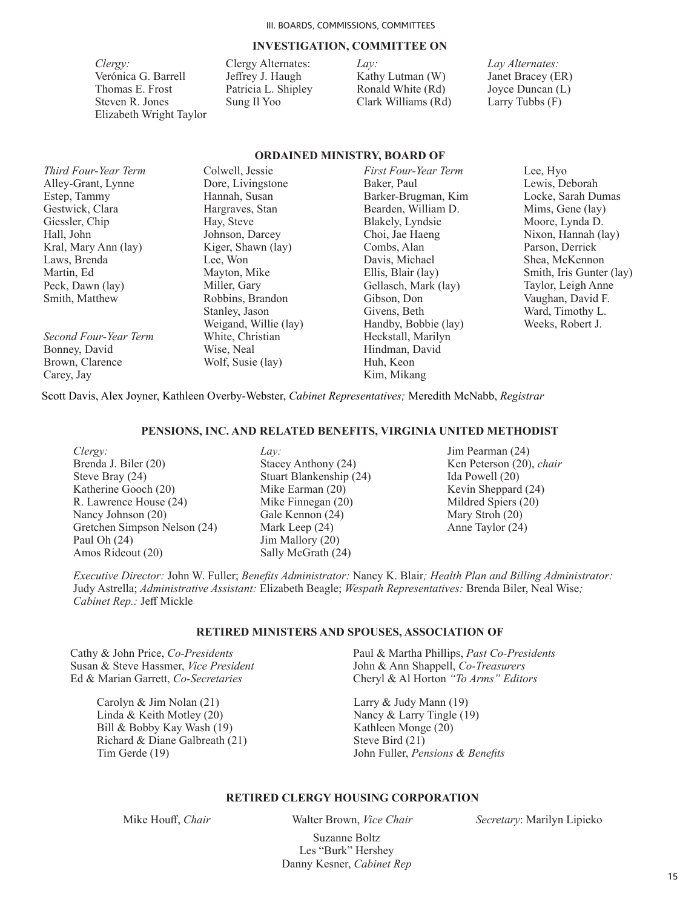## INVESTIGATION, COMMITTEE ON

*Clergy:*
Verónica G. Barrell
Thomas E. Frost
Steven R. Jones
Elizabeth Wright Taylor

Clergy Alternates:
Jeffrey J. Haugh
Patricia L. Shipley
Sung Il Yoo

*Lay:*
Kathy Lutman (W)
Ronald White (Rd)
Clark Williams (Rd)

*Lay Alternates:*
Janet Bracey (ER)
Joyce Duncan (L)
Larry Tubbs (F)

## ORDAINED MINISTRY, BOARD OF

*Third Four-Year Term*
Alley-Grant, Lynne
Estep, Tammy
Gestwick, Clara
Giessler, Chip
Hall, John
Kral, Mary Ann (lay)
Laws, Brenda
Martin, Ed
Peck, Dawn (lay)
Smith, Matthew

*Second Four-Year Term*
Bonney, David
Brown, Clarence
Carey, Jay
Colwell, Jessie
Dore, Livingstone
Hannah, Susan
Hargraves, Stan
Hay, Steve
Johnson, Darcey
Kiger, Shawn (lay)
Lee, Won
Mayton, Mike
Miller, Gary
Robbins, Brandon
Stanley, Jason
Weigand, Willie (lay)
White, Christian
Wise, Neal
Wolf, Susie (lay)

*First Four-Year Term*
Baker, Paul
Barker-Brugman, Kim
Bearden, William D.
Blakely, Lyndsie
Choi, Jae Haeng
Combs, Alan
Davis, Michael
Ellis, Blair (lay)
Gellasch, Mark (lay)
Gibson, Don
Givens, Beth
Handby, Bobbie (lay)
Heckstall, Marilyn
Hindman, David
Huh, Keon
Kim, Mikang
Lee, Hyo
Lewis, Deborah
Locke, Sarah Dumas
Mims, Gene (lay)
Moore, Lynda D.
Nixon, Hannah (lay)
Parson, Derrick
Shea, McKennon
Smith, Iris Gunter (lay)
Taylor, Leigh Anne
Vaughan, David F.
Ward, Timothy L.
Weeks, Robert J.

Scott Davis, Alex Joyner, Kathleen Overby-Webster, *Cabinet Representatives;* Meredith McNabb, *Registrar*

## PENSIONS, INC. AND RELATED BENEFITS, VIRGINIA UNITED METHODIST

*Clergy:*
Brenda J. Biler (20)
Steve Bray (24)
Katherine Gooch (20)
R. Lawrence House (24)
Nancy Johnson (20)
Gretchen Simpson Nelson (24)
Paul Oh (24)
Amos Rideout (20)

*Lay:*
Stacey Anthony (24)
Stuart Blankenship (24)
Mike Earman (20)
Mike Finnegan (20)
Gale Kennon (24)
Mark Leep (24)
Jim Mallory (20)
Sally McGrath (24)
Jim Pearman (24)
Ken Peterson (20), *chair*
Ida Powell (20)
Kevin Sheppard (24)
Mildred Spiers (20)
Mary Stroh (20)
Anne Taylor (24)

*Executive Director:* John W. Fuller; *Benefits Administrator:* Nancy K. Blair*; Health Plan and Billing Administrator:* Judy Astrella; *Administrative Assistant:* Elizabeth Beagle; *Wespath Representatives:* Brenda Biler, Neal Wise*; Cabinet Rep.:* Jeff Mickle

## RETIRED MINISTERS AND SPOUSES, ASSOCIATION OF

Cathy & John Price, *Co-Presidents*
Susan & Steve Hassmer, *Vice President*
Ed & Marian Garrett, *Co-Secretaries*
Paul & Martha Phillips, *Past Co-Presidents*
John & Ann Shappell, *Co-Treasurers*
Cheryl & Al Horton *"To Arms" Editors*

Carolyn & Jim Nolan (21)
Linda & Keith Motley (20)
Bill & Bobby Kay Wash (19)
Richard & Diane Galbreath (21)
Tim Gerde (19)
Larry & Judy Mann (19)
Nancy & Larry Tingle (19)
Kathleen Monge (20)
Steve Bird (21)
John Fuller, *Pensions & Benefits*

## RETIRED CLERGY HOUSING CORPORATION

Mike Houff, *Chair*
Walter Brown, *Vice Chair*
*Secretary*: Marilyn Lipieko

Suzanne Boltz
Les "Burk" Hershey
Danny Kesner, *Cabinet Rep*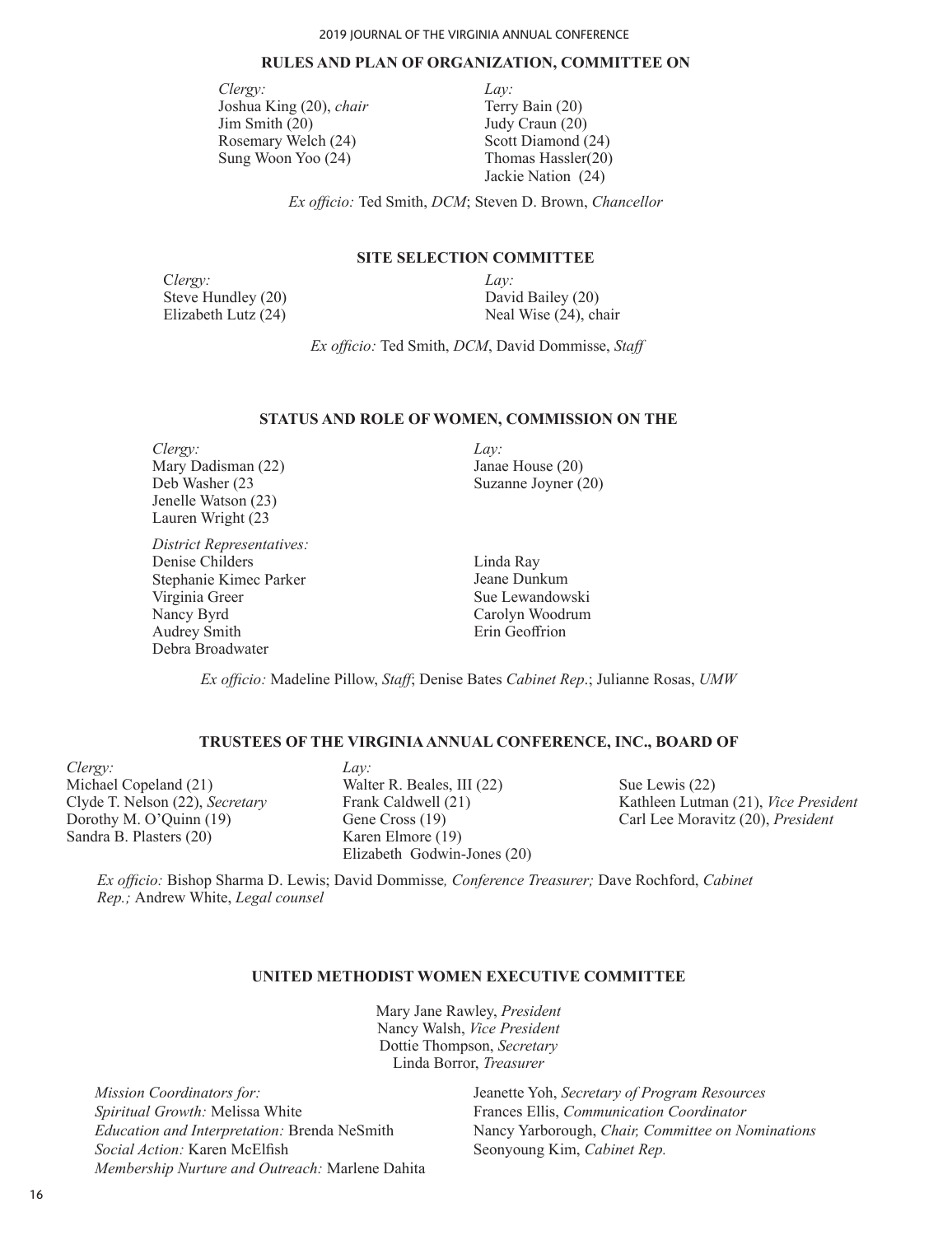## RULES AND PLAN OF ORGANIZATION, COMMITTEE ON

*Clergy:*
Joshua King (20), *chair*
Jim Smith (20)
Rosemary Welch (24)
Sung Woon Yoo (24)

*Lay:*
Terry Bain (20)
Judy Craun (20)
Scott Diamond (24)
Thomas Hassler(20)
Jackie Nation (24)

*Ex officio:* Ted Smith, *DCM*; Steven D. Brown, *Chancellor*

## SITE SELECTION COMMITTEE

C*lergy:*
Steve Hundley (20)
Elizabeth Lutz (24)

*Lay:*
David Bailey (20)
Neal Wise (24), chair

*Ex officio:* Ted Smith, *DCM*, David Dommisse, *Staff*

## STATUS AND ROLE OF WOMEN, COMMISSION ON THE

*Clergy:*
Mary Dadisman (22)
Deb Washer (23
Jenelle Watson (23)
Lauren Wright (23

*Lay:*
Janae House (20)
Suzanne Joyner (20)

*District Representatives:*
Denise Childers
Stephanie Kimec Parker
Virginia Greer
Nancy Byrd
Audrey Smith
Debra Broadwater
Linda Ray
Jeane Dunkum
Sue Lewandowski
Carolyn Woodrum
Erin Geoffrion

*Ex officio:* Madeline Pillow, *Staff*; Denise Bates *Cabinet Rep*.; Julianne Rosas, *UMW*

## TRUSTEES OF THE VIRGINIA ANNUAL CONFERENCE, INC., BOARD OF

*Clergy:*
Michael Copeland (21)
Clyde T. Nelson (22), *Secretary*
Dorothy M. O'Quinn (19)
Sandra B. Plasters (20)

*Lay:*
Walter R. Beales, III (22)
Frank Caldwell (21)
Gene Cross (19)
Karen Elmore (19)
Elizabeth Godwin-Jones (20)
Sue Lewis (22)
Kathleen Lutman (21), *Vice President*
Carl Lee Moravitz (20), *President*

*Ex officio:* Bishop Sharma D. Lewis; David Dommisse*, Conference Treasurer;* Dave Rochford, *Cabinet Rep.;* Andrew White, *Legal counsel*

## UNITED METHODIST WOMEN EXECUTIVE COMMITTEE

Mary Jane Rawley, *President*
Nancy Walsh, *Vice President*
Dottie Thompson, *Secretary*
Linda Borror, *Treasurer*

*Mission Coordinators for:*
*Spiritual Growth:* Melissa White
*Education and Interpretation:* Brenda NeSmith
*Social Action:* Karen McElfish
*Membership Nurture and Outreach:* Marlene Dahita

Jeanette Yoh, *Secretary of Program Resources*
Frances Ellis, *Communication Coordinator*
Nancy Yarborough, *Chair, Committee on Nominations*
Seonyoung Kim, *Cabinet Rep.*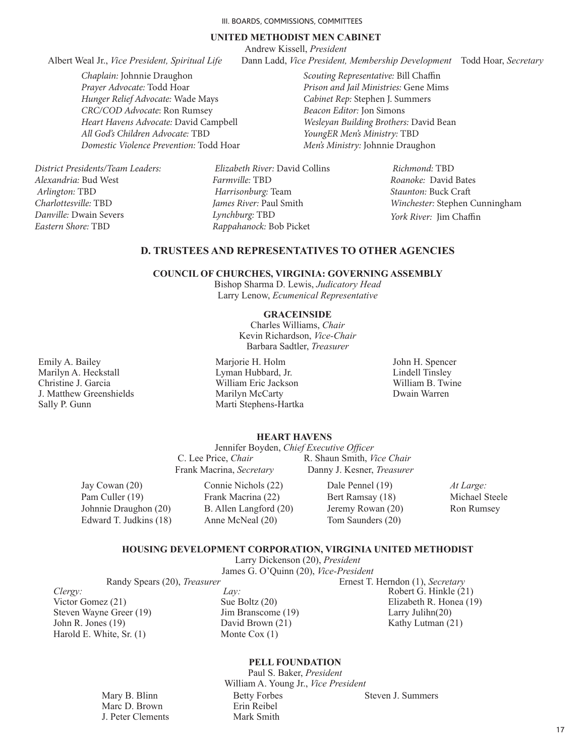## UNITED METHODIST MEN CABINET

Andrew Kissell, *President*

Albert Weal Jr., *Vice President, Spiritual Life*
Dann Ladd, *Vice President, Membership Development*
Todd Hoar, *Secretary*

*Chaplain:* Johnnie Draughon
*Prayer Advocate:* Todd Hoar
*Hunger Relief Advocate:* Wade Mays
*CRC/COD Advocate*: Ron Rumsey
*Heart Havens Advocate:* David Campbell
*All God's Children Advocate:* TBD
*Domestic Violence Prevention:* Todd Hoar
*Scouting Representative:* Bill Chaffin
*Prison and Jail Ministries:* Gene Mims
*Cabinet Rep:* Stephen J. Summers
*Beacon Editor:* Jon Simons
*Wesleyan Building Brothers:* David Bean
*YoungER Men's Ministry:* TBD
*Men's Ministry:* Johnnie Draughon

*District Presidents/Team Leaders:*
*Alexandria:* Bud West
*Arlington:* TBD
*Charlottesville:* TBD
*Danville:* Dwain Severs
*Eastern Shore:* TBD
*Elizabeth River:* David Collins
*Farmville:* TBD
*Harrisonburg:* Team
*James River:* Paul Smith
*Lynchburg:* TBD
*Rappahanock:* Bob Picket
*Richmond:* TBD
*Roanoke:* David Bates
*Staunton:* Buck Craft
*Winchester:* Stephen Cunningham
*York River:* Jim Chaffin

## D. TRUSTEES AND REPRESENTATIVES TO OTHER AGENCIES

### COUNCIL OF CHURCHES, VIRGINIA: GOVERNING ASSEMBLY

Bishop Sharma D. Lewis, *Judicatory Head*
Larry Lenow, *Ecumenical Representative*

### GRACEINSIDE

Charles Williams, *Chair*
Kevin Richardson, *Vice-Chair*
Barbara Sadtler, *Treasurer*

Emily A. Bailey
Marilyn A. Heckstall
Christine J. Garcia
J. Matthew Greenshields
Sally P. Gunn
Marjorie H. Holm
Lyman Hubbard, Jr.
William Eric Jackson
Marilyn McCarty
Marti Stephens-Hartka
John H. Spencer
Lindell Tinsley
William B. Twine
Dwain Warren

### HEART HAVENS

Jennifer Boyden, *Chief Executive Officer*
C. Lee Price, *Chair*
R. Shaun Smith, *Vice Chair*
Frank Macrina, *Secretary*
Danny J. Kesner, *Treasurer*

Jay Cowan (20)
Pam Culler (19)
Johnnie Draughon (20)
Edward T. Judkins (18)
Connie Nichols (22)
Frank Macrina (22)
B. Allen Langford (20)
Anne McNeal (20)
Dale Pennel (19)
Bert Ramsay (18)
Jeremy Rowan (20)
Tom Saunders (20)

*At Large:*
Michael Steele
Ron Rumsey

### HOUSING DEVELOPMENT CORPORATION, VIRGINIA UNITED METHODIST

Larry Dickenson (20), *President*
James G. O'Quinn (20), *Vice-President*
Randy Spears (20), *Treasurer*
Ernest T. Herndon (1), *Secretary*

*Clergy:*
Victor Gomez (21)
Steven Wayne Greer (19)
John R. Jones (19)
Harold E. White, Sr. (1)

*Lay:*
Sue Boltz (20)
Jim Branscome (19)
David Brown (21)
Monte Cox (1)
Robert G. Hinkle (21)
Elizabeth R. Honea (19)
Larry Julihn(20)
Kathy Lutman (21)

### PELL FOUNDATION

Paul S. Baker, *President*
William A. Young Jr., *Vice President*

Mary B. Blinn
Marc D. Brown
J. Peter Clements
Betty Forbes
Erin Reibel
Mark Smith
Steven J. Summers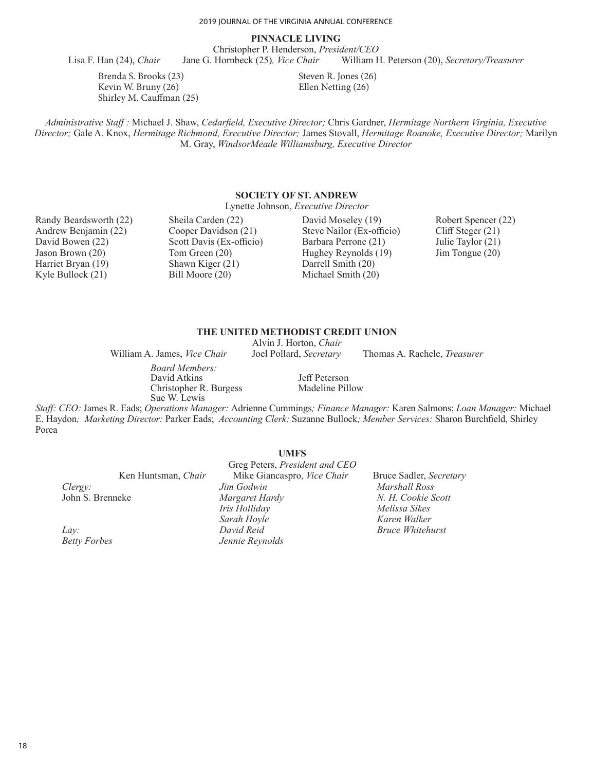## PINNACLE LIVING

Christopher P. Henderson, *President/CEO*

Lisa F. Han (24), *Chair* Jane G. Hornbeck (25), *Vice Chair* William H. Peterson (20), *Secretary/Treasurer*

Brenda S. Brooks (23)
Kevin W. Bruny (26)
Shirley M. Cauffman (25)
Steven R. Jones (26)
Ellen Netting (26)

*Administrative Staff :* Michael J. Shaw, *Cedarfield, Executive Director;* Chris Gardner, *Hermitage Northern Virginia, Executive Director;* Gale A. Knox, *Hermitage Richmond, Executive Director;* James Stovall, *Hermitage Roanoke, Executive Director;* Marilyn M. Gray, *WindsorMeade Williamsburg, Executive Director*

## SOCIETY OF ST. ANDREW

Lynette Johnson, *Executive Director*

Randy Beardsworth (22)
Andrew Benjamin (22)
David Bowen (22)
Jason Brown (20)
Harriet Bryan (19)
Kyle Bullock (21)
Sheila Carden (22)
Cooper Davidson (21)
Scott Davis (Ex-officio)
Tom Green (20)
Shawn Kiger (21)
Bill Moore (20)
David Moseley (19)
Steve Nailor (Ex-officio)
Barbara Perrone (21)
Hughey Reynolds (19)
Darrell Smith (20)
Michael Smith (20)
Robert Spencer (22)
Cliff Steger (21)
Julie Taylor (21)
Jim Tongue (20)

## THE UNITED METHODIST CREDIT UNION

Alvin J. Horton, *Chair*

William A. James, *Vice Chair* Joel Pollard, *Secretary* Thomas A. Rachele, *Treasurer*

*Board Members:*
David Atkins
Christopher R. Burgess
Sue W. Lewis
Jeff Peterson
Madeline Pillow

*Staff: CEO:* James R. Eads; *Operations Manager:* Adrienne Cummings*; Finance Manager:* Karen Salmons; *Loan Manager:* Michael E. Haydon*; Marketing Director:* Parker Eads; *Accounting Clerk:* Suzanne Bullock*; Member Services:* Sharon Burchfield, Shirley Porea

## UMFS

Greg Peters, *President and CEO*

Ken Huntsman, *Chair* Mike Giancaspro, *Vice Chair* Bruce Sadler, *Secretary*

*Clergy:*
John S. Brenneke

*Lay:*
*Betty Forbes*
*Jim Godwin*
*Margaret Hardy*
*Iris Holliday*
*Sarah Hoyle*
*David Reid*
*Jennie Reynolds*
*Marshall Ross*
*N. H. Cookie Scott*
*Melissa Sikes*
*Karen Walker*
*Bruce Whitehurst*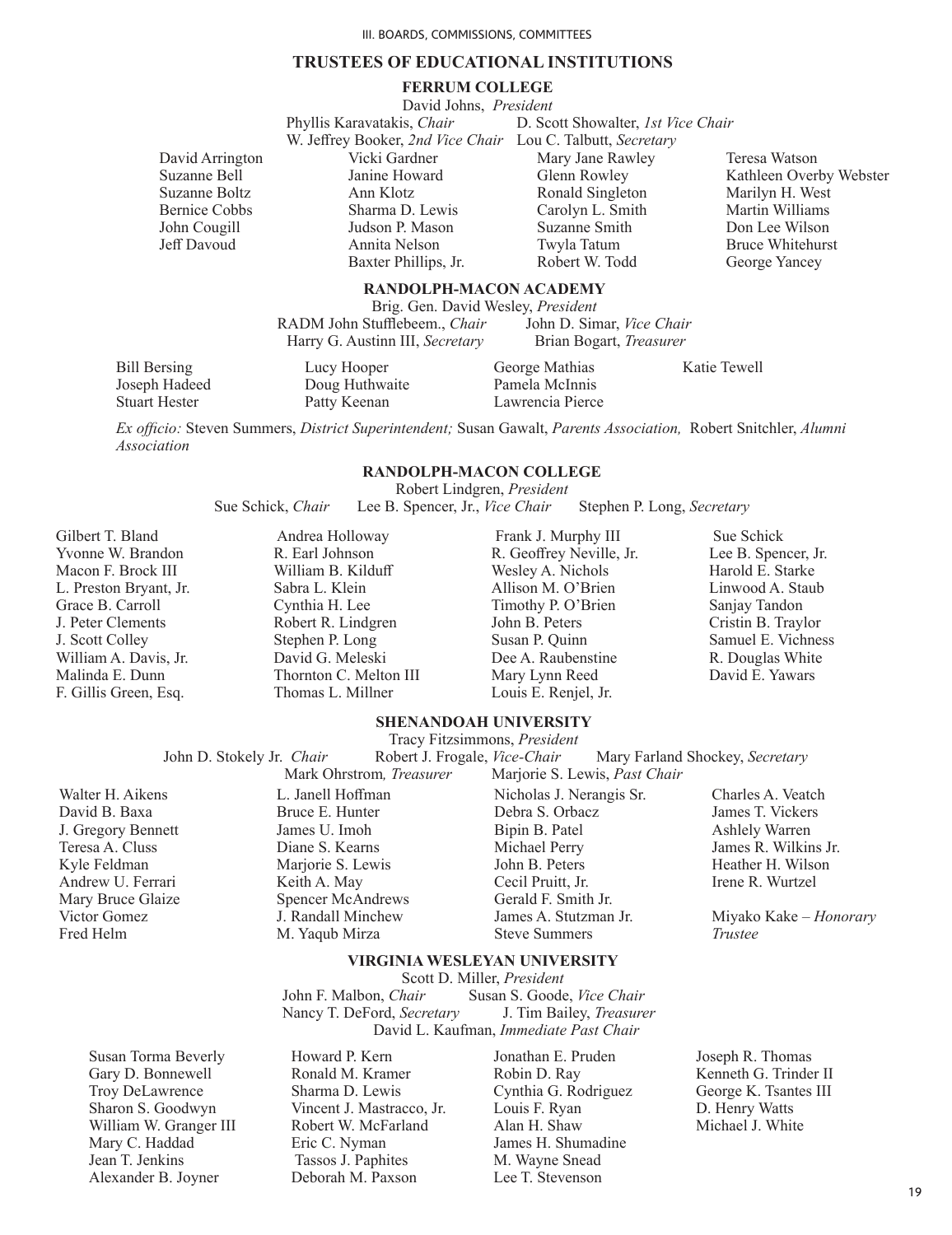## TRUSTEES OF EDUCATIONAL INSTITUTIONS

### FERRUM COLLEGE

David Johns, *President*

Phyllis Karavatakis, *Chair* — D. Scott Showalter, *1st Vice Chair*

W. Jeffrey Booker, *2nd Vice Chair* — Lou C. Talbutt, *Secretary*

David Arrington
Suzanne Bell
Suzanne Boltz
Bernice Cobbs
John Cougill
Jeff Davoud
Vicki Gardner
Janine Howard
Ann Klotz
Sharma D. Lewis
Judson P. Mason
Annita Nelson
Baxter Phillips, Jr.
Mary Jane Rawley
Glenn Rowley
Ronald Singleton
Carolyn L. Smith
Suzanne Smith
Twyla Tatum
Robert W. Todd
Teresa Watson
Kathleen Overby Webster
Marilyn H. West
Martin Williams
Don Lee Wilson
Bruce Whitehurst
George Yancey

### RANDOLPH-MACON ACADEMY

Brig. Gen. David Wesley, *President*

RADM John Stufflebeem., *Chair* — John D. Simar, *Vice Chair*

Harry G. Austinn III, *Secretary* — Brian Bogart, *Treasurer*

Bill Bersing
Joseph Hadeed
Stuart Hester
Lucy Hooper
Doug Huthwaite
Patty Keenan
George Mathias
Pamela McInnis
Lawrencia Pierce
Katie Tewell

*Ex officio:* Steven Summers, *District Superintendent;* Susan Gawalt, *Parents Association,* Robert Snitchler, *Alumni Association*

### RANDOLPH-MACON COLLEGE

Robert Lindgren, *President*

Sue Schick, *Chair* — Lee B. Spencer, Jr., *Vice Chair* — Stephen P. Long, *Secretary*

Gilbert T. Bland
Yvonne W. Brandon
Macon F. Brock III
L. Preston Bryant, Jr.
Grace B. Carroll
J. Peter Clements
J. Scott Colley
William A. Davis, Jr.
Malinda E. Dunn
F. Gillis Green, Esq.
Andrea Holloway
R. Earl Johnson
William B. Kilduff
Sabra L. Klein
Cynthia H. Lee
Robert R. Lindgren
Stephen P. Long
David G. Meleski
Thornton C. Melton III
Thomas L. Millner
Frank J. Murphy III
R. Geoffrey Neville, Jr.
Wesley A. Nichols
Allison M. O'Brien
Timothy P. O'Brien
John B. Peters
Susan P. Quinn
Dee A. Raubenstine
Mary Lynn Reed
Louis E. Renjel, Jr.
Sue Schick
Lee B. Spencer, Jr.
Harold E. Starke
Linwood A. Staub
Sanjay Tandon
Cristin B. Traylor
Samuel E. Vichness
R. Douglas White
David E. Yawars

### SHENANDOAH UNIVERSITY

Tracy Fitzsimmons, *President*

John D. Stokely Jr. *Chair* — Robert J. Frogale, *Vice-Chair* — Mary Farland Shockey, *Secretary*

Mark Ohrstrom*, Treasurer* — Marjorie S. Lewis, *Past Chair*

Walter H. Aikens
David B. Baxa
J. Gregory Bennett
Teresa A. Cluss
Kyle Feldman
Andrew U. Ferrari
Mary Bruce Glaize
Victor Gomez
Fred Helm
L. Janell Hoffman
Bruce E. Hunter
James U. Imoh
Diane S. Kearns
Marjorie S. Lewis
Keith A. May
Spencer McAndrews
J. Randall Minchew
M. Yaqub Mirza
Nicholas J. Nerangis Sr.
Debra S. Orbacz
Bipin B. Patel
Michael Perry
John B. Peters
Cecil Pruitt, Jr.
Gerald F. Smith Jr.
James A. Stutzman Jr.
Steve Summers
Charles A. Veatch
James T. Vickers
Ashlely Warren
James R. Wilkins Jr.
Heather H. Wilson
Irene R. Wurtzel

Miyako Kake – *Honorary Trustee*

### VIRGINIA WESLEYAN UNIVERSITY

Scott D. Miller, *President*

John F. Malbon, *Chair* — Susan S. Goode, *Vice Chair*

Nancy T. DeFord, *Secretary* — J. Tim Bailey, *Treasurer*

David L. Kaufman, *Immediate Past Chair*

Susan Torma Beverly
Gary D. Bonnewell
Troy DeLawrence
Sharon S. Goodwyn
William W. Granger III
Mary C. Haddad
Jean T. Jenkins
Alexander B. Joyner
Howard P. Kern
Ronald M. Kramer
Sharma D. Lewis
Vincent J. Mastracco, Jr.
Robert W. McFarland
Eric C. Nyman
Tassos J. Paphites
Deborah M. Paxson
Jonathan E. Pruden
Robin D. Ray
Cynthia G. Rodriguez
Louis F. Ryan
Alan H. Shaw
James H. Shumadine
M. Wayne Snead
Lee T. Stevenson
Joseph R. Thomas
Kenneth G. Trinder II
George K. Tsantes III
D. Henry Watts
Michael J. White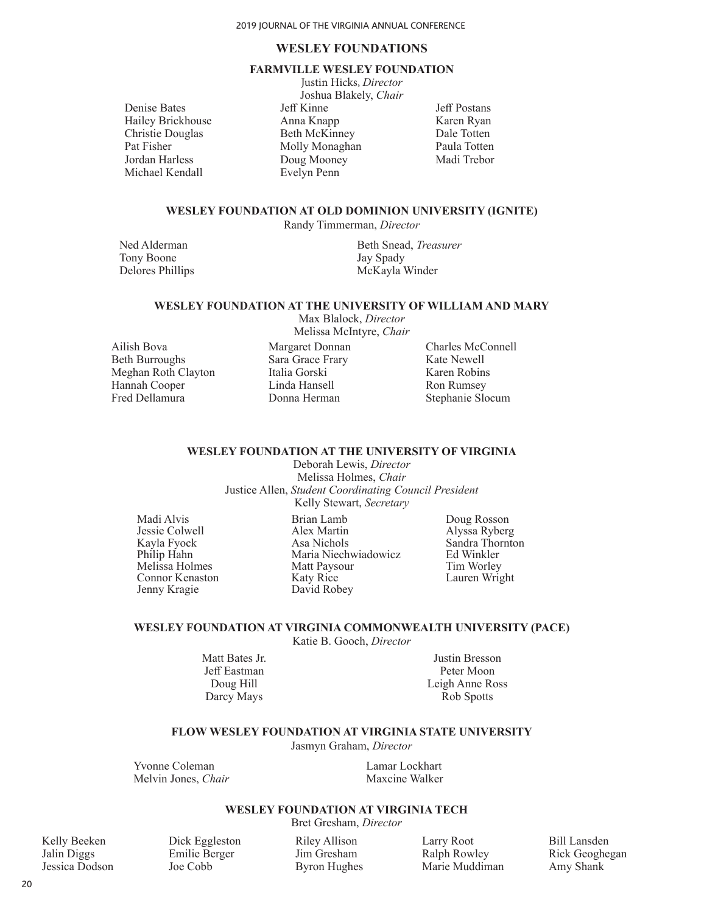## WESLEY FOUNDATIONS

### FARMVILLE WESLEY FOUNDATION

Justin Hicks, *Director*
Joshua Blakely, *Chair*

Denise Bates
Hailey Brickhouse
Christie Douglas
Pat Fisher
Jordan Harless
Michael Kendall
Jeff Kinne
Anna Knapp
Beth McKinney
Molly Monaghan
Doug Mooney
Evelyn Penn
Jeff Postans
Karen Ryan
Dale Totten
Paula Totten
Madi Trebor

### WESLEY FOUNDATION AT OLD DOMINION UNIVERSITY (IGNITE)

Randy Timmerman, *Director*

Ned Alderman
Tony Boone
Delores Phillips
Beth Snead, *Treasurer*
Jay Spady
McKayla Winder

### WESLEY FOUNDATION AT THE UNIVERSITY OF WILLIAM AND MARY

Max Blalock, *Director*
Melissa McIntyre, *Chair*

Ailish Bova
Beth Burroughs
Meghan Roth Clayton
Hannah Cooper
Fred Dellamura
Margaret Donnan
Sara Grace Frary
Italia Gorski
Linda Hansell
Donna Herman
Charles McConnell
Kate Newell
Karen Robins
Ron Rumsey
Stephanie Slocum

### WESLEY FOUNDATION AT THE UNIVERSITY OF VIRGINIA

Deborah Lewis, *Director*
Melissa Holmes, *Chair*
Justice Allen, *Student Coordinating Council President*
Kelly Stewart, *Secretary*

Madi Alvis
Jessie Colwell
Kayla Fyock
Philip Hahn
Melissa Holmes
Connor Kenaston
Jenny Kragie
Brian Lamb
Alex Martin
Asa Nichols
Maria Niechwiadowicz
Matt Paysour
Katy Rice
David Robey
Doug Rosson
Alyssa Ryberg
Sandra Thornton
Ed Winkler
Tim Worley
Lauren Wright

### WESLEY FOUNDATION AT VIRGINIA COMMONWEALTH UNIVERSITY (PACE)

Katie B. Gooch, *Director*

Matt Bates Jr.
Jeff Eastman
Doug Hill
Darcy Mays
Justin Bresson
Peter Moon
Leigh Anne Ross
Rob Spotts

### FLOW WESLEY FOUNDATION AT VIRGINIA STATE UNIVERSITY

Jasmyn Graham, *Director*

Yvonne Coleman
Melvin Jones, *Chair*
Lamar Lockhart
Maxcine Walker

### WESLEY FOUNDATION AT VIRGINIA TECH

Bret Gresham, *Director*

Kelly Beeken
Jalin Diggs
Jessica Dodson
Dick Eggleston
Emilie Berger
Joe Cobb
Riley Allison
Jim Gresham
Byron Hughes
Larry Root
Ralph Rowley
Marie Muddiman
Bill Lansden
Rick Geoghegan
Amy Shank